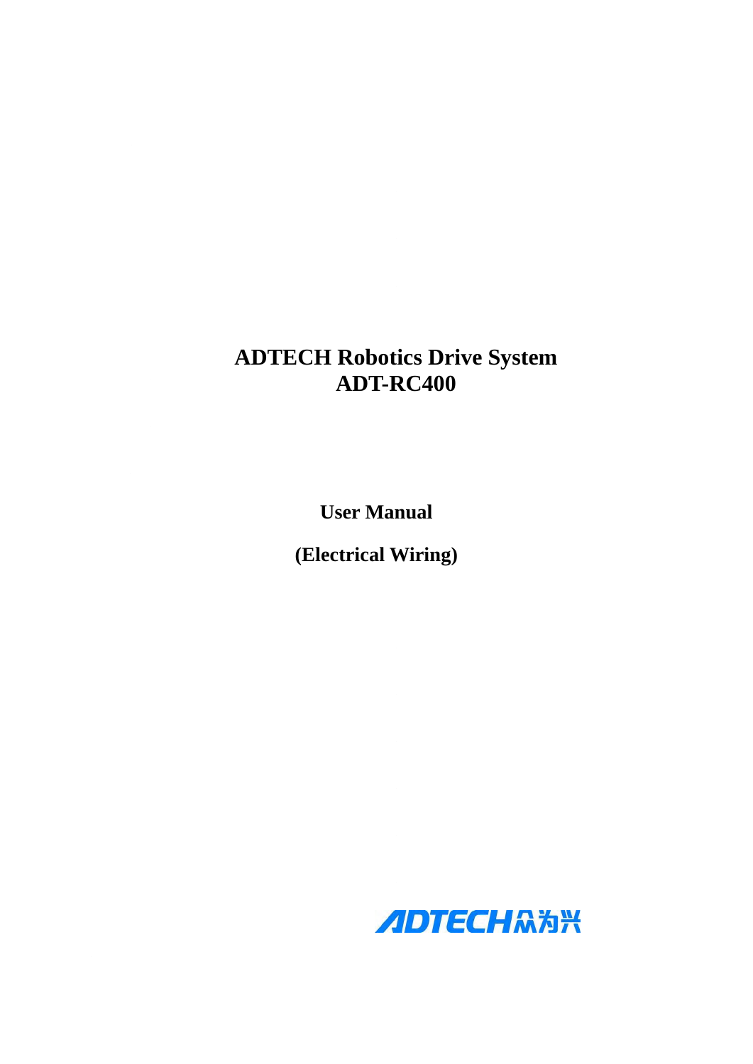# ADTECH Robotics Drive System
# ADT-RC400

**User Manual**

**(Electrical Wiring)**

ADTECH众为兴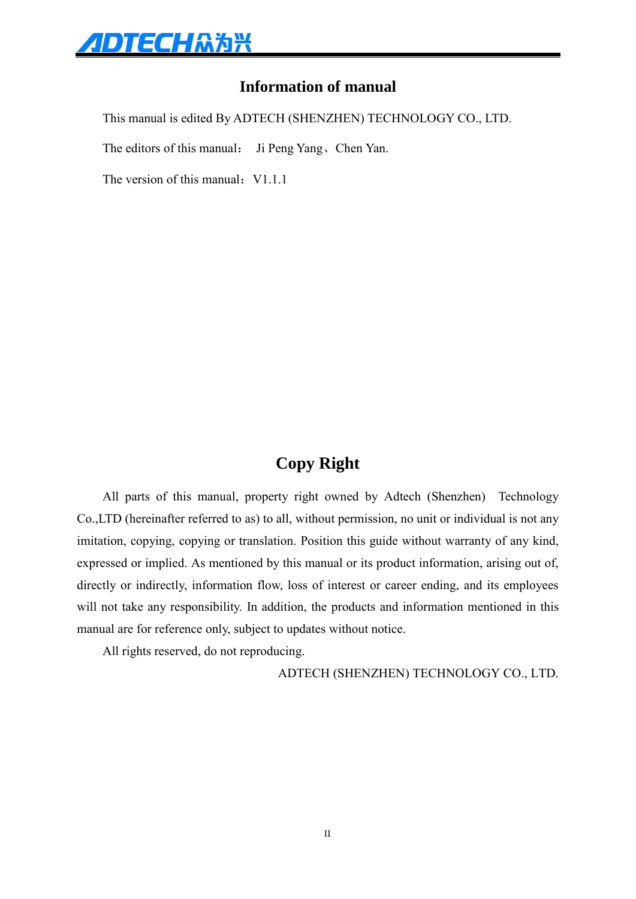## Information of manual

This manual is edited By ADTECH (SHENZHEN) TECHNOLOGY CO., LTD.

The editors of this manual： Ji Peng Yang、Chen Yan.

The version of this manual：V1.1.1

## Copy Right

All parts of this manual, property right owned by Adtech (Shenzhen) Technology Co.,LTD (hereinafter referred to as) to all, without permission, no unit or individual is not any imitation, copying, copying or translation. Position this guide without warranty of any kind, expressed or implied. As mentioned by this manual or its product information, arising out of, directly or indirectly, information flow, loss of interest or career ending, and its employees will not take any responsibility. In addition, the products and information mentioned in this manual are for reference only, subject to updates without notice.

All rights reserved, do not reproducing.

ADTECH (SHENZHEN) TECHNOLOGY CO., LTD.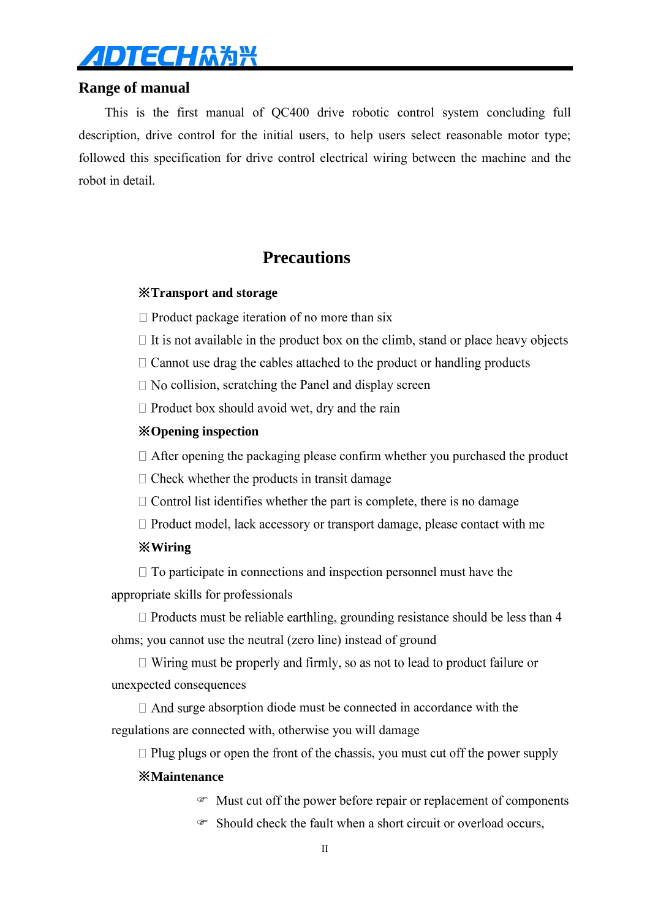## Range of manual

This is the first manual of QC400 drive robotic control system concluding full description, drive control for the initial users, to help users select reasonable motor type; followed this specification for drive control electrical wiring between the machine and the robot in detail.

# Precautions

**※Transport and storage**

- Product package iteration of no more than six
- It is not available in the product box on the climb, stand or place heavy objects
- Cannot use drag the cables attached to the product or handling products
- No collision, scratching the Panel and display screen
- Product box should avoid wet, dry and the rain

**※Opening inspection**

- After opening the packaging please confirm whether you purchased the product
- Check whether the products in transit damage
- Control list identifies whether the part is complete, there is no damage
- Product model, lack accessory or transport damage, please contact with me

**※Wiring**

- To participate in connections and inspection personnel must have the appropriate skills for professionals
- Products must be reliable earthling, grounding resistance should be less than 4 ohms; you cannot use the neutral (zero line) instead of ground
- Wiring must be properly and firmly, so as not to lead to product failure or unexpected consequences
- And surge absorption diode must be connected in accordance with the regulations are connected with, otherwise you will damage
- Plug plugs or open the front of the chassis, you must cut off the power supply

**※Maintenance**

- Must cut off the power before repair or replacement of components
- Should check the fault when a short circuit or overload occurs,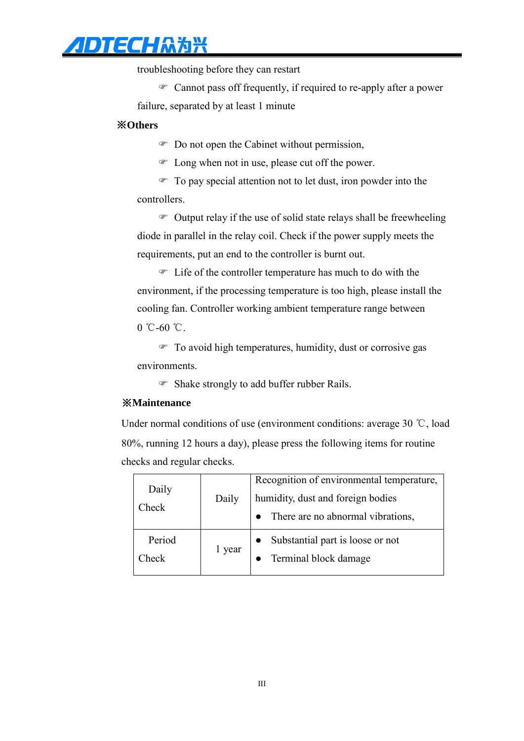troubleshooting before they can restart

☞ Cannot pass off frequently, if required to re-apply after a power failure, separated by at least 1 minute

**※Others**

☞ Do not open the Cabinet without permission,

☞ Long when not in use, please cut off the power.

☞ To pay special attention not to let dust, iron powder into the controllers.

☞ Output relay if the use of solid state relays shall be freewheeling diode in parallel in the relay coil. Check if the power supply meets the requirements, put an end to the controller is burnt out.

☞ Life of the controller temperature has much to do with the environment, if the processing temperature is too high, please install the cooling fan. Controller working ambient temperature range between 0 ℃-60 ℃.

☞ To avoid high temperatures, humidity, dust or corrosive gas environments.

☞ Shake strongly to add buffer rubber Rails.

**※Maintenance**

Under normal conditions of use (environment conditions: average 30 ℃, load 80%, running 12 hours a day), please press the following items for routine checks and regular checks.

| | | |
|---|---|---|
| Daily Check | Daily | Recognition of environmental temperature, humidity, dust and foreign bodies<br>● There are no abnormal vibrations, |
| Period Check | 1 year | ● Substantial part is loose or not<br>● Terminal block damage |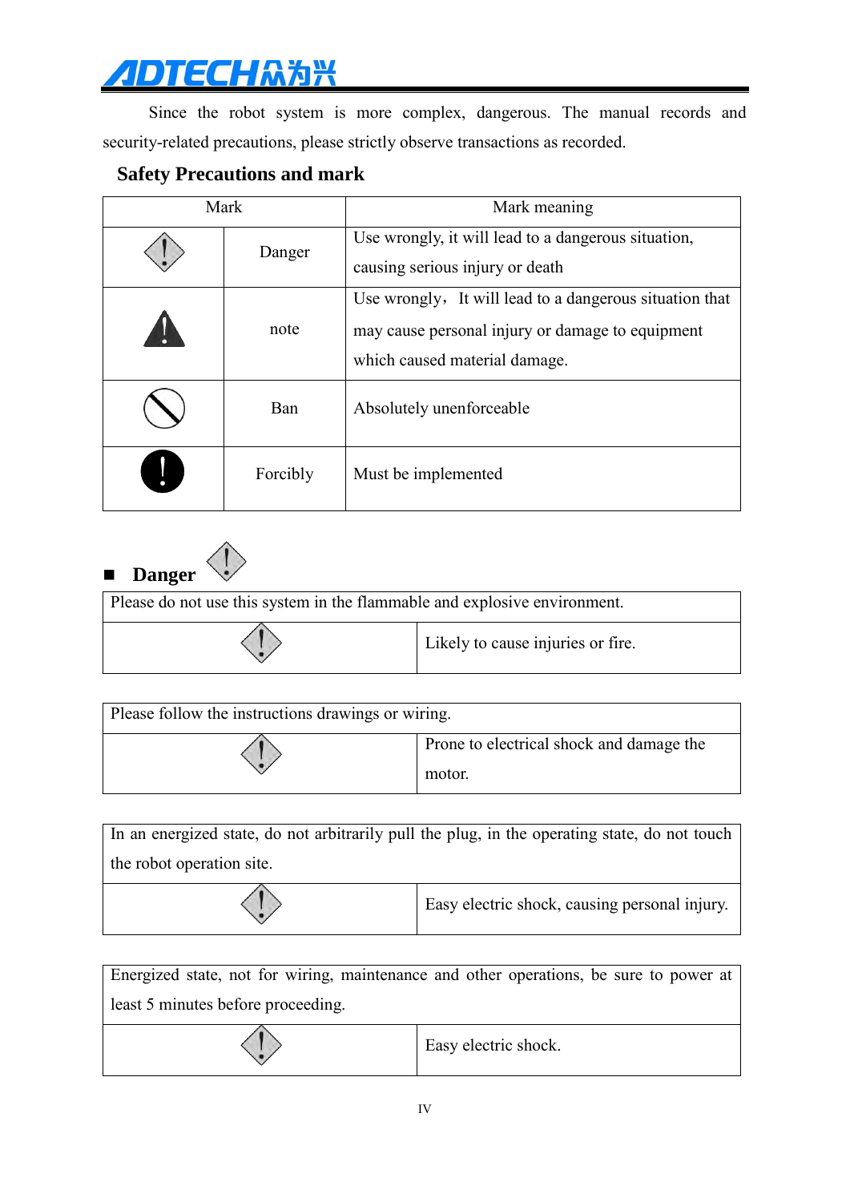Since the robot system is more complex, dangerous. The manual records and security-related precautions, please strictly observe transactions as recorded.

## Safety Precautions and mark

| Mark | | Mark meaning |
|---|---|---|
| | Danger | Use wrongly, it will lead to a dangerous situation, causing serious injury or death |
| | note | Use wrongly，It will lead to a dangerous situation that may cause personal injury or damage to equipment which caused material damage. |
| | Ban | Absolutely unenforceable |
| | Forcibly | Must be implemented |

### ■ Danger

| Please do not use this system in the flammable and explosive environment. | |
|---|---|
| | Likely to cause injuries or fire. |

| Please follow the instructions drawings or wiring. | |
|---|---|
| | Prone to electrical shock and damage the motor. |

| In an energized state, do not arbitrarily pull the plug, in the operating state, do not touch the robot operation site. | |
|---|---|
| | Easy electric shock, causing personal injury. |

| Energized state, not for wiring, maintenance and other operations, be sure to power at least 5 minutes before proceeding. | |
|---|---|
| | Easy electric shock. |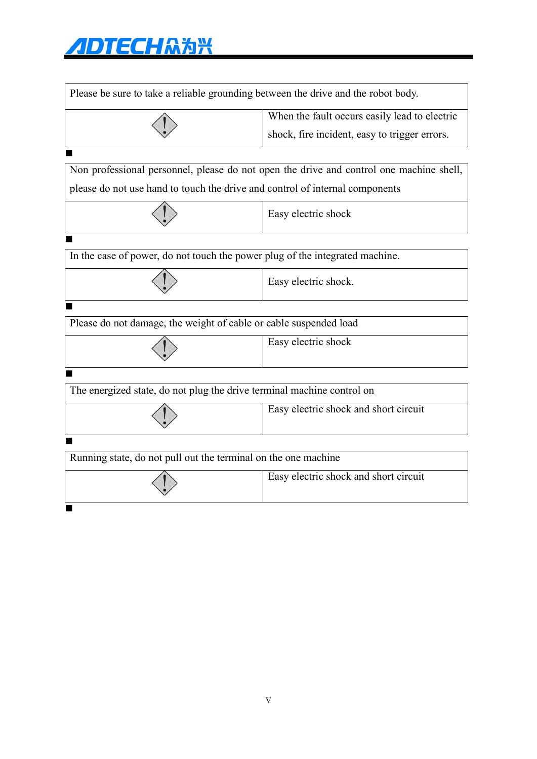| Please be sure to take a reliable grounding between the drive and the robot body. | |
|---|---|
| ! | When the fault occurs easily lead to electric shock, fire incident, easy to trigger errors. |

■

| Non professional personnel, please do not open the drive and control one machine shell, please do not use hand to touch the drive and control of internal components | |
|---|---|
| ! | Easy electric shock |

■

| In the case of power, do not touch the power plug of the integrated machine. | |
|---|---|
| ! | Easy electric shock. |

■

| Please do not damage, the weight of cable or cable suspended load | |
|---|---|
| ! | Easy electric shock |

■

| The energized state, do not plug the drive terminal machine control on | |
|---|---|
| ! | Easy electric shock and short circuit |

■

| Running state, do not pull out the terminal on the one machine | |
|---|---|
| ! | Easy electric shock and short circuit |

■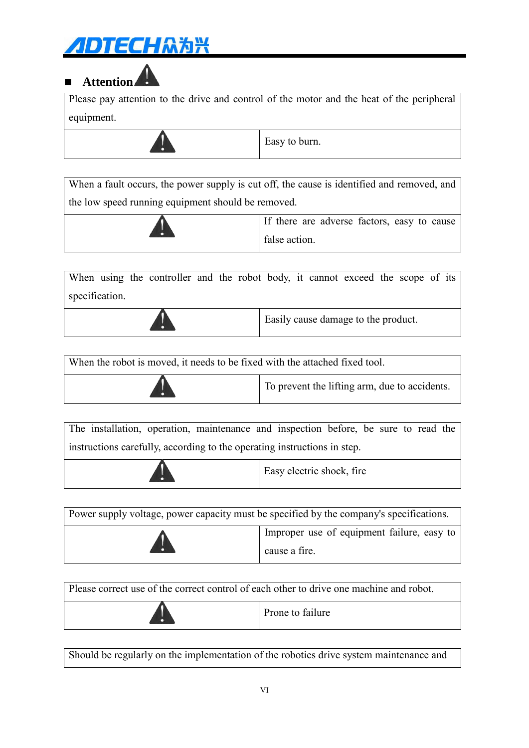## Attention ⚠

| Please pay attention to the drive and control of the motor and the heat of the peripheral equipment. | |
|---|---|
| ⚠ | Easy to burn. |

| When a fault occurs, the power supply is cut off, the cause is identified and removed, and the low speed running equipment should be removed. | |
|---|---|
| ⚠ | If there are adverse factors, easy to cause false action. |

| When using the controller and the robot body, it cannot exceed the scope of its specification. | |
|---|---|
| ⚠ | Easily cause damage to the product. |

| When the robot is moved, it needs to be fixed with the attached fixed tool. | |
|---|---|
| ⚠ | To prevent the lifting arm, due to accidents. |

| The installation, operation, maintenance and inspection before, be sure to read the instructions carefully, according to the operating instructions in step. | |
|---|---|
| ⚠ | Easy electric shock, fire |

| Power supply voltage, power capacity must be specified by the company's specifications. | |
|---|---|
| ⚠ | Improper use of equipment failure, easy to cause a fire. |

| Please correct use of the correct control of each other to drive one machine and robot. | |
|---|---|
| ⚠ | Prone to failure |

| Should be regularly on the implementation of the robotics drive system maintenance and |
|---|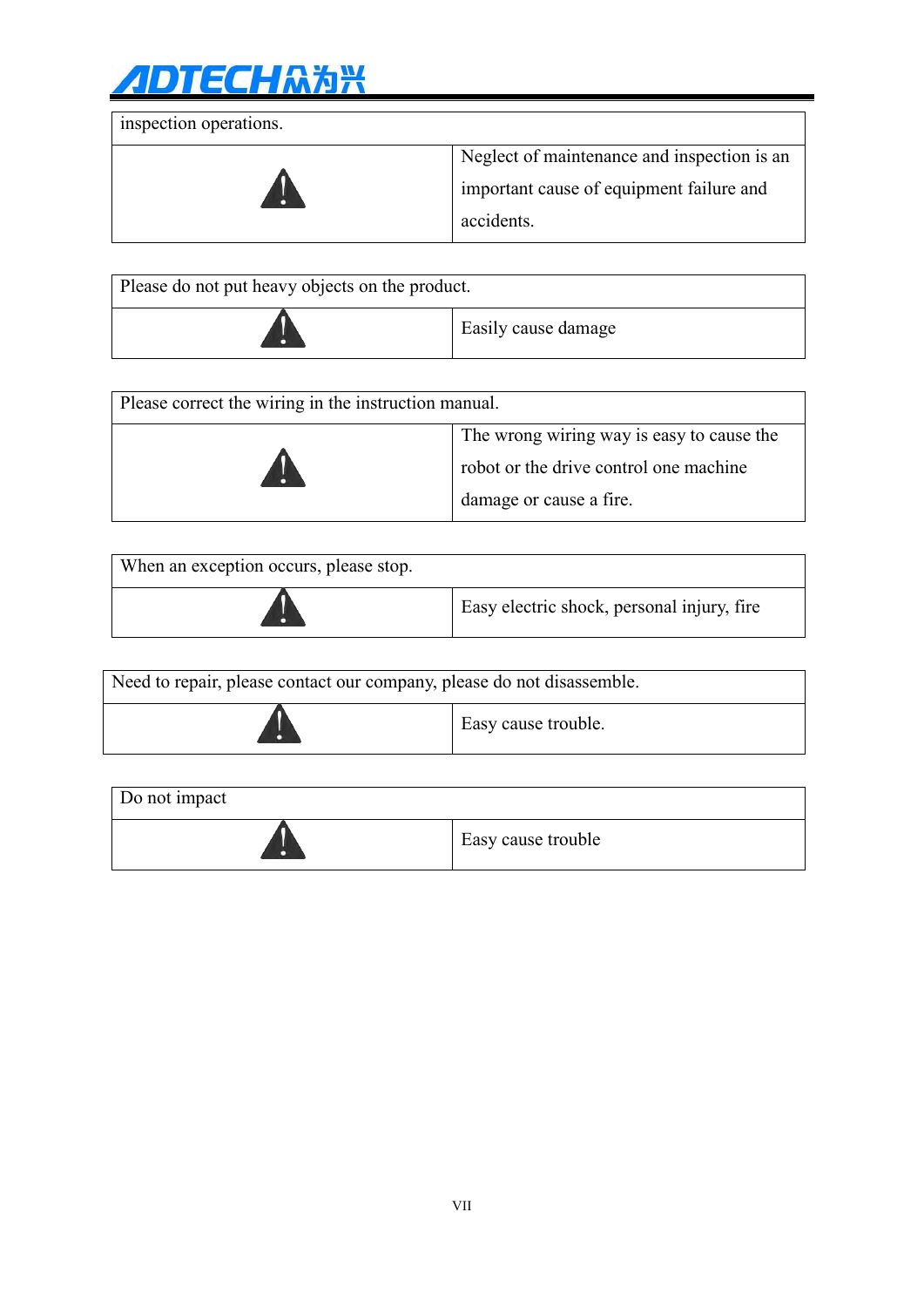| inspection operations. | |
|---|---|
| ⚠ | Neglect of maintenance and inspection is an important cause of equipment failure and accidents. |

| Please do not put heavy objects on the product. | |
|---|---|
| ⚠ | Easily cause damage |

| Please correct the wiring in the instruction manual. | |
|---|---|
| ⚠ | The wrong wiring way is easy to cause the robot or the drive control one machine damage or cause a fire. |

| When an exception occurs, please stop. | |
|---|---|
| ⚠ | Easy electric shock, personal injury, fire |

| Need to repair, please contact our company, please do not disassemble. | |
|---|---|
| ⚠ | Easy cause trouble. |

| Do not impact | |
|---|---|
| ⚠ | Easy cause trouble |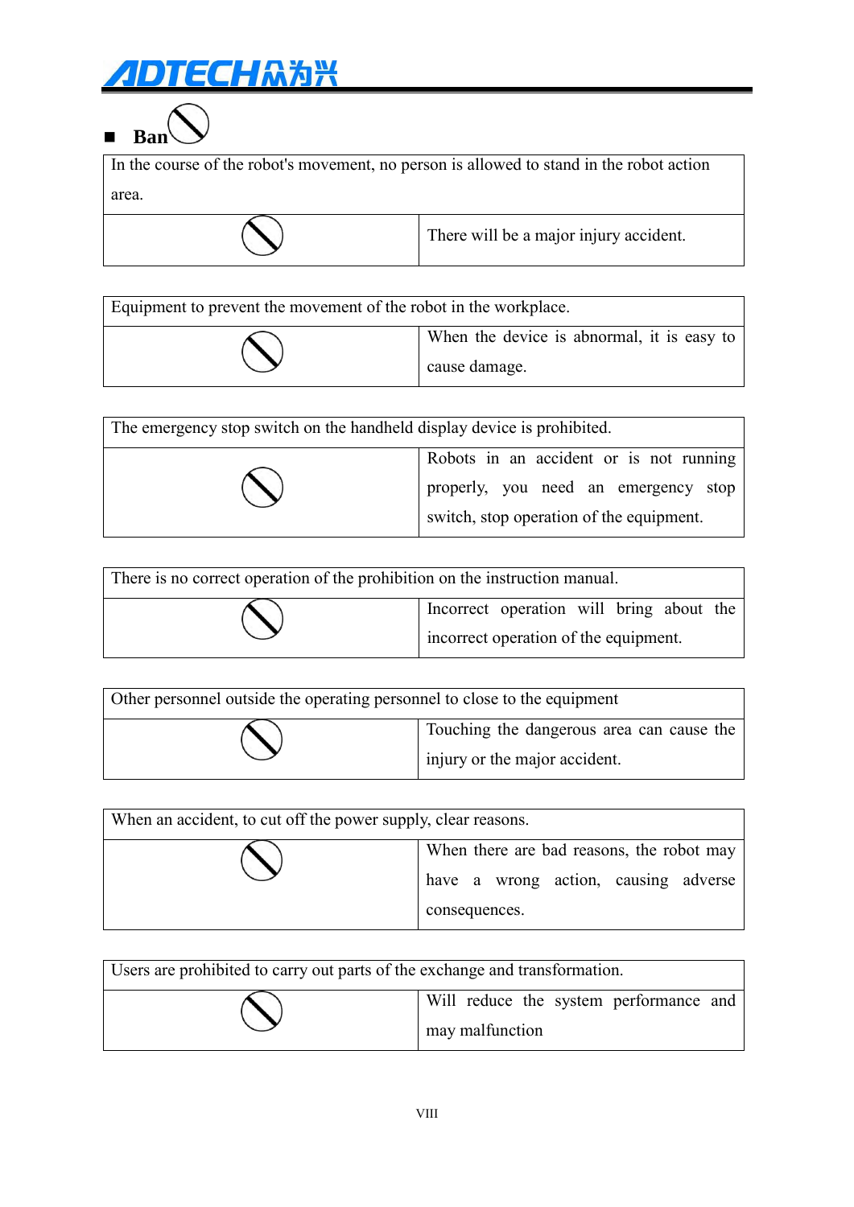## ■ Ban

| In the course of the robot's movement, no person is allowed to stand in the robot action area. | |
|---|---|
| | There will be a major injury accident. |

| Equipment to prevent the movement of the robot in the workplace. | |
|---|---|
| | When the device is abnormal, it is easy to cause damage. |

| The emergency stop switch on the handheld display device is prohibited. | |
|---|---|
| | Robots in an accident or is not running properly, you need an emergency stop switch, stop operation of the equipment. |

| There is no correct operation of the prohibition on the instruction manual. | |
|---|---|
| | Incorrect operation will bring about the incorrect operation of the equipment. |

| Other personnel outside the operating personnel to close to the equipment | |
|---|---|
| | Touching the dangerous area can cause the injury or the major accident. |

| When an accident, to cut off the power supply, clear reasons. | |
|---|---|
| | When there are bad reasons, the robot may have a wrong action, causing adverse consequences. |

| Users are prohibited to carry out parts of the exchange and transformation. | |
|---|---|
| | Will reduce the system performance and may malfunction |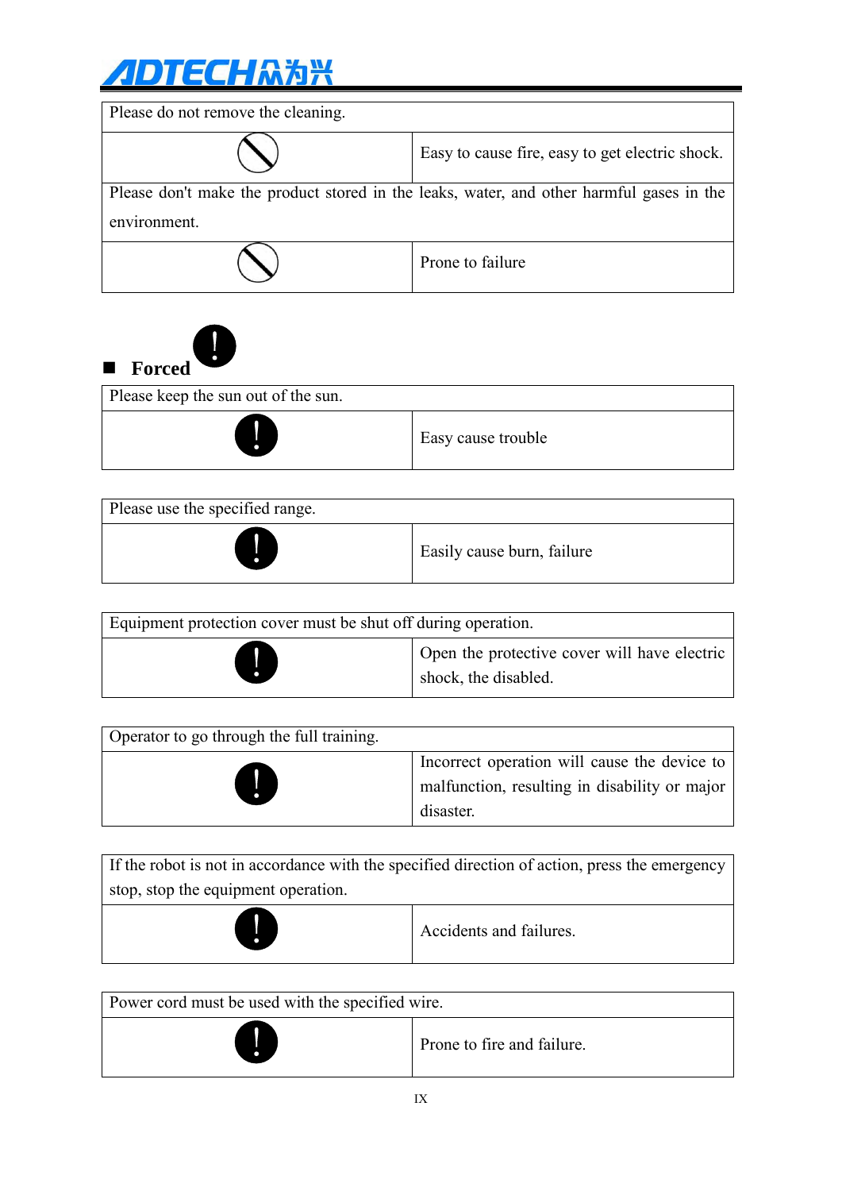| Please do not remove the cleaning. | |
|---|---|
| ⃠ | Easy to cause fire, easy to get electric shock. |
| Please don't make the product stored in the leaks, water, and other harmful gases in the environment. | |
| ⃠ | Prone to failure |

■ **Forced** ❗

| Please keep the sun out of the sun. | |
|---|---|
| ❗ | Easy cause trouble |

| Please use the specified range. | |
|---|---|
| ❗ | Easily cause burn, failure |

| Equipment protection cover must be shut off during operation. | |
|---|---|
| ❗ | Open the protective cover will have electric shock, the disabled. |

| Operator to go through the full training. | |
|---|---|
| ❗ | Incorrect operation will cause the device to malfunction, resulting in disability or major disaster. |

| If the robot is not in accordance with the specified direction of action, press the emergency stop, stop the equipment operation. | |
|---|---|
| ❗ | Accidents and failures. |

| Power cord must be used with the specified wire. | |
|---|---|
| ❗ | Prone to fire and failure. |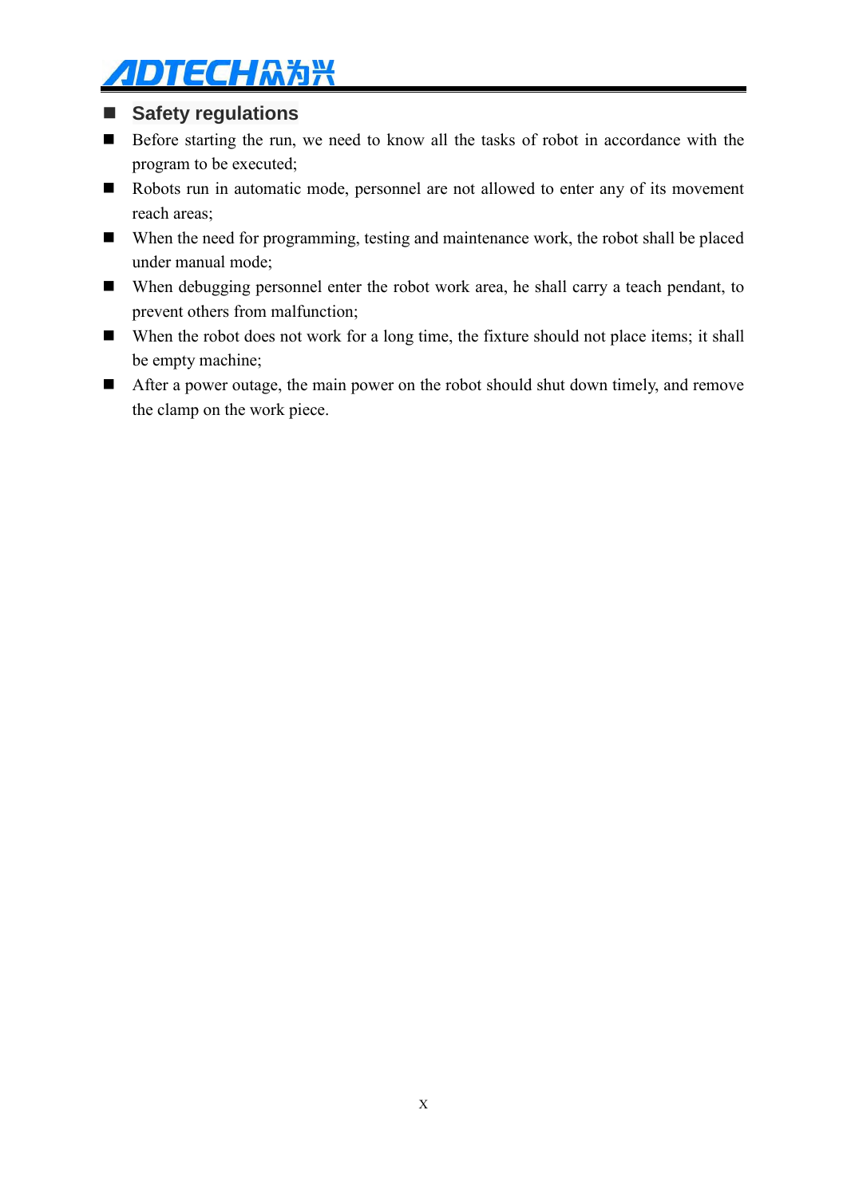## Safety regulations

- Before starting the run, we need to know all the tasks of robot in accordance with the program to be executed;
- Robots run in automatic mode, personnel are not allowed to enter any of its movement reach areas;
- When the need for programming, testing and maintenance work, the robot shall be placed under manual mode;
- When debugging personnel enter the robot work area, he shall carry a teach pendant, to prevent others from malfunction;
- When the robot does not work for a long time, the fixture should not place items; it shall be empty machine;
- After a power outage, the main power on the robot should shut down timely, and remove the clamp on the work piece.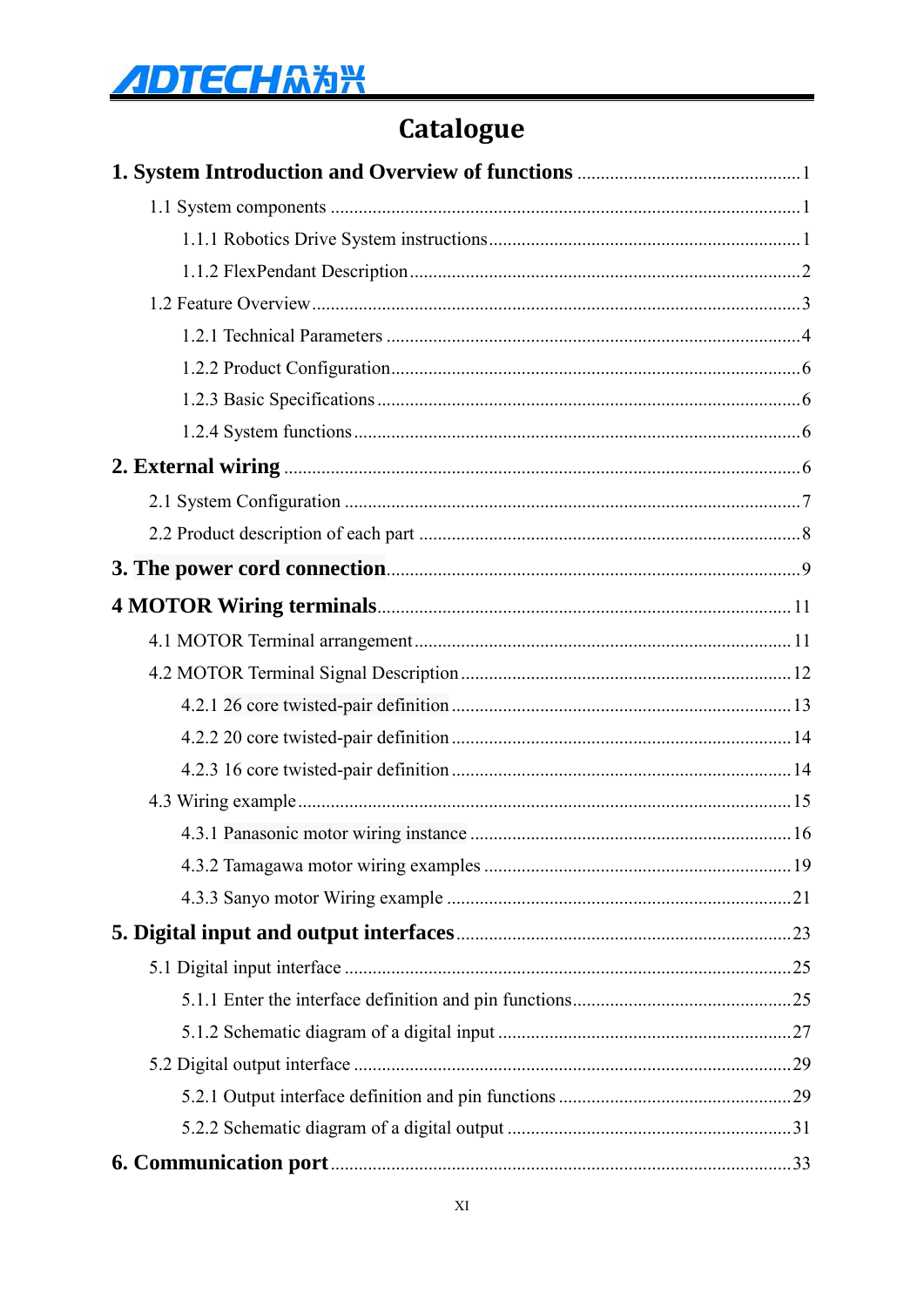# Catalogue

**1. System Introduction and Overview of functions** ........................................ 1

1.1 System components ........................................ 1

1.1.1 Robotics Drive System instructions ........................................ 1

1.1.2 FlexPendant Description ........................................ 2

1.2 Feature Overview ........................................ 3

1.2.1 Technical Parameters ........................................ 4

1.2.2 Product Configuration ........................................ 6

1.2.3 Basic Specifications ........................................ 6

1.2.4 System functions ........................................ 6

**2. External wiring** ........................................ 6

2.1 System Configuration ........................................ 7

2.2 Product description of each part ........................................ 8

**3. The power cord connection** ........................................ 9

**4 MOTOR Wiring terminals** ........................................ 11

4.1 MOTOR Terminal arrangement ........................................ 11

4.2 MOTOR Terminal Signal Description ........................................ 12

4.2.1 26 core twisted-pair definition ........................................ 13

4.2.2 20 core twisted-pair definition ........................................ 14

4.2.3 16 core twisted-pair definition ........................................ 14

4.3 Wiring example ........................................ 15

4.3.1 Panasonic motor wiring instance ........................................ 16

4.3.2 Tamagawa motor wiring examples ........................................ 19

4.3.3 Sanyo motor Wiring example ........................................ 21

**5. Digital input and output interfaces** ........................................ 23

5.1 Digital input interface ........................................ 25

5.1.1 Enter the interface definition and pin functions ........................................ 25

5.1.2 Schematic diagram of a digital input ........................................ 27

5.2 Digital output interface ........................................ 29

5.2.1 Output interface definition and pin functions ........................................ 29

5.2.2 Schematic diagram of a digital output ........................................ 31

**6. Communication port** ........................................ 33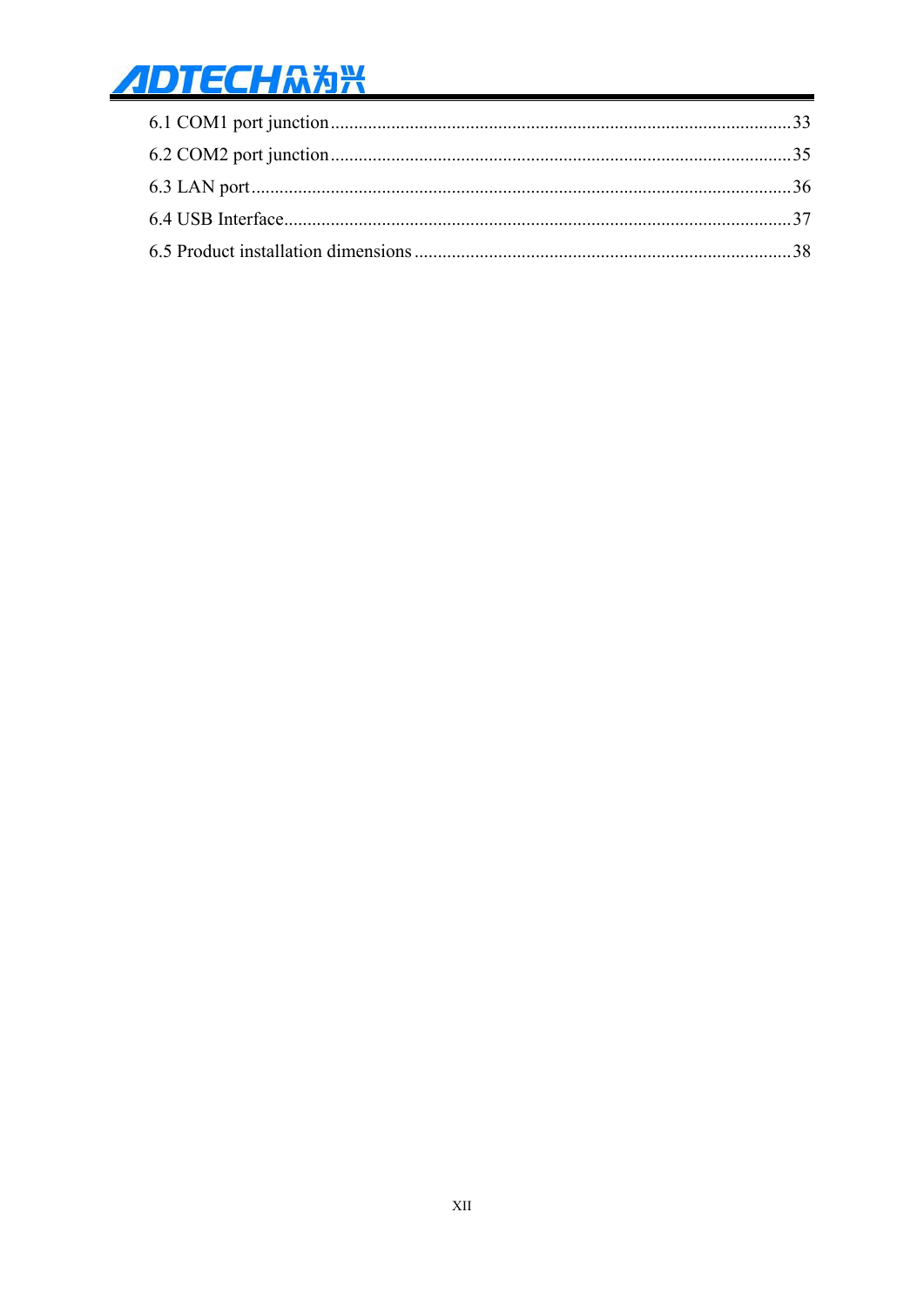6.1 COM1 port junction........................................................................................33

6.2 COM2 port junction........................................................................................35

6.3 LAN port..........................................................................................................36

6.4 USB Interface...................................................................................................37

6.5 Product installation dimensions......................................................................38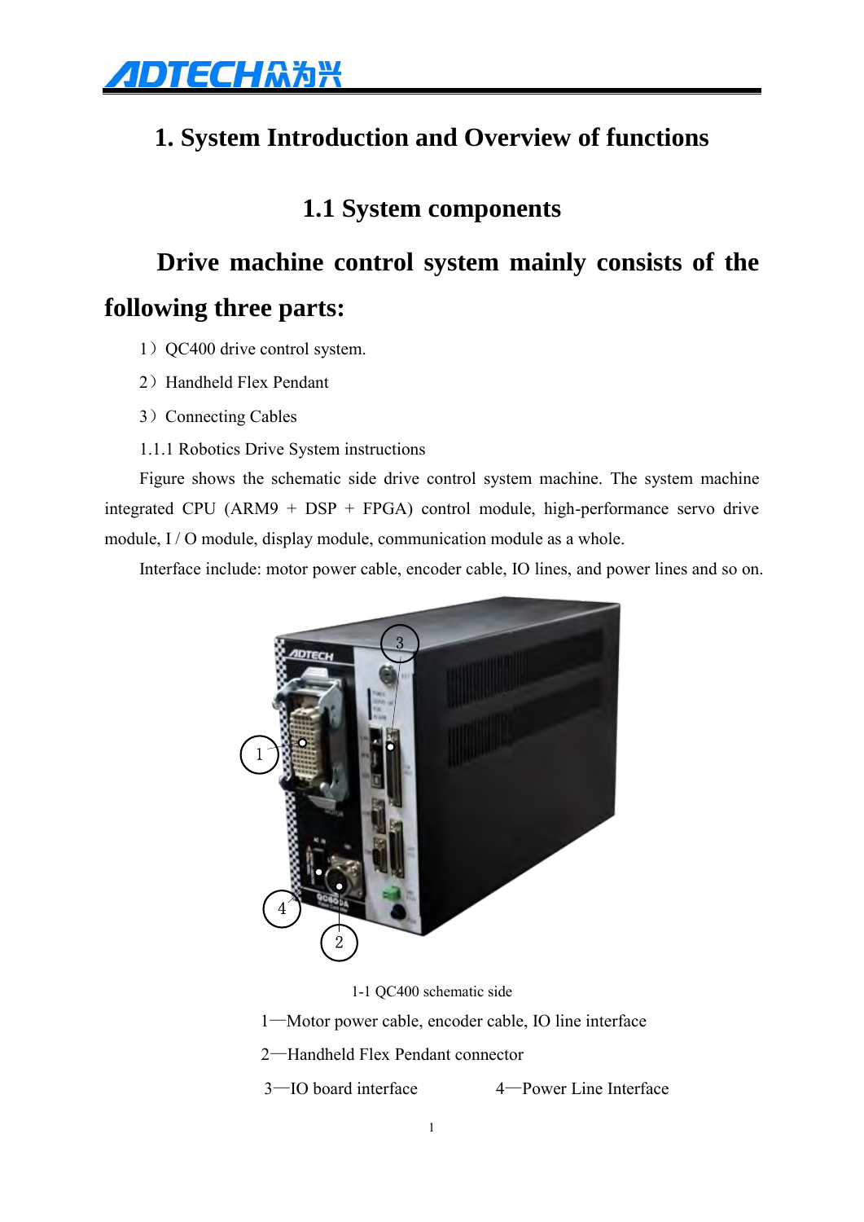# 1. System Introduction and Overview of functions

## 1.1 System components

**Drive machine control system mainly consists of the following three parts:**

1）QC400 drive control system.

2）Handheld Flex Pendant

3）Connecting Cables

1.1.1 Robotics Drive System instructions

Figure shows the schematic side drive control system machine. The system machine integrated CPU (ARM9 + DSP + FPGA) control module, high-performance servo drive module, I / O module, display module, communication module as a whole.

Interface include: motor power cable, encoder cable, IO lines, and power lines and so on.

1-1 QC400 schematic side

1—Motor power cable, encoder cable, IO line interface

2—Handheld Flex Pendant connector

3—IO board interface　　　　　4—Power Line Interface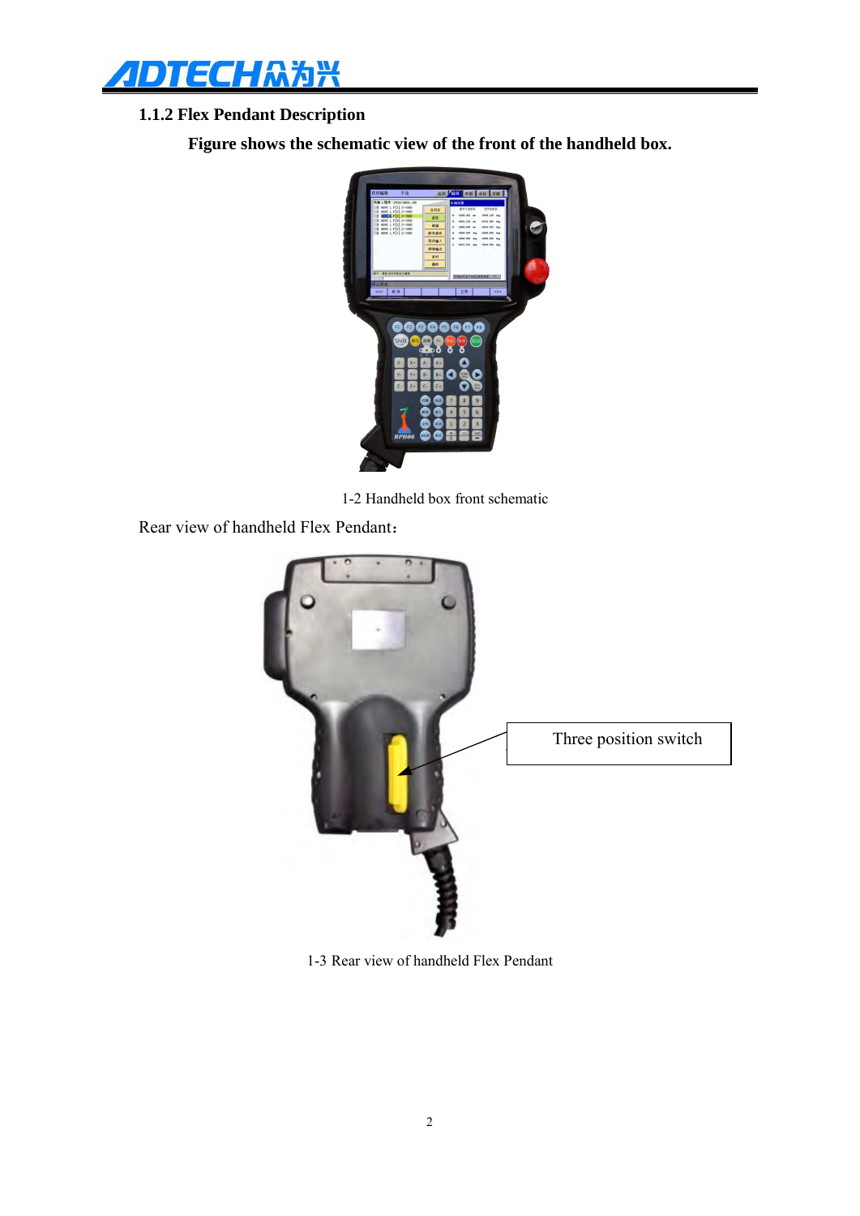### 1.1.2 Flex Pendant Description

**Figure shows the schematic view of the front of the handheld box.**

1-2 Handheld box front schematic

Rear view of handheld Flex Pendant：

Three position switch

1-3 Rear view of handheld Flex Pendant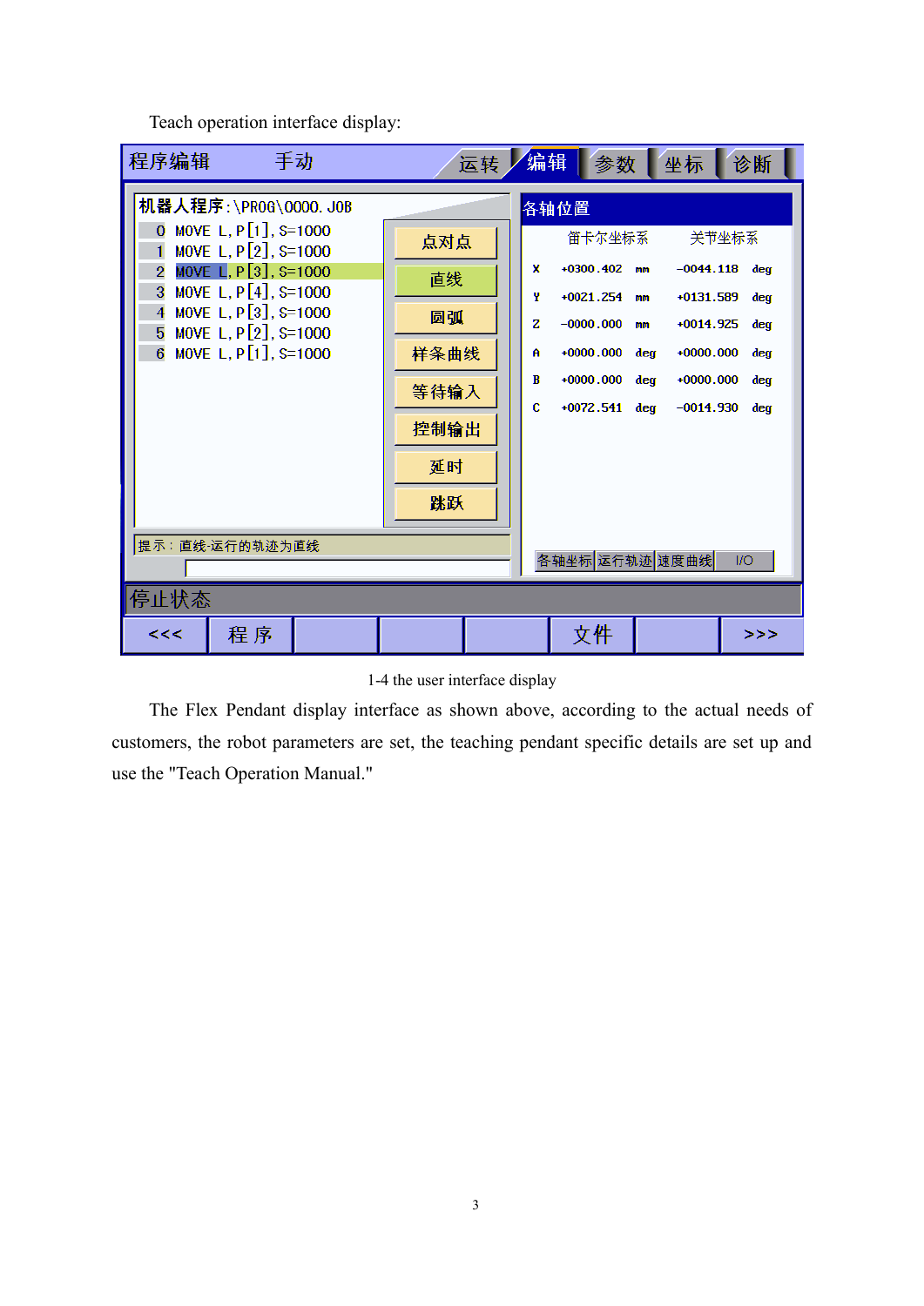Teach operation interface display:

1-4 the user interface display

The Flex Pendant display interface as shown above, according to the actual needs of customers, the robot parameters are set, the teaching pendant specific details are set up and use the "Teach Operation Manual."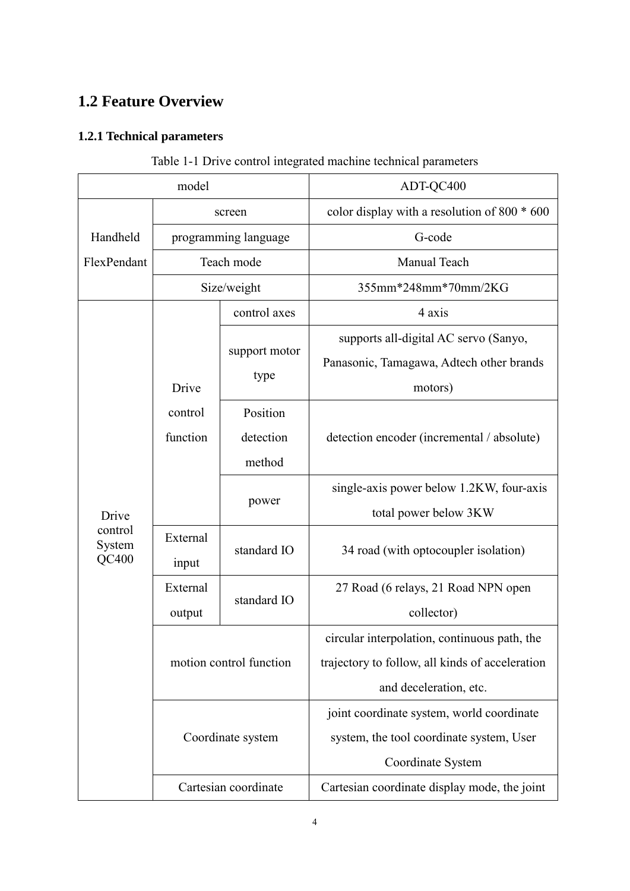## 1.2 Feature Overview

### 1.2.1 Technical parameters

Table 1-1 Drive control integrated machine technical parameters

| model | | | ADT-QC400 |
|---|---|---|---|
| Handheld FlexPendant | screen | | color display with a resolution of 800 * 600 |
| | programming language | | G-code |
| | Teach mode | | Manual Teach |
| | Size/weight | | 355mm*248mm*70mm/2KG |
| Drive control System QC400 | Drive control function | control axes | 4 axis |
| | | support motor type | supports all-digital AC servo (Sanyo, Panasonic, Tamagawa, Adtech other brands motors) |
| | | Position detection method | detection encoder (incremental / absolute) |
| | | power | single-axis power below 1.2KW, four-axis total power below 3KW |
| | External input | standard IO | 34 road (with optocoupler isolation) |
| | External output | standard IO | 27 Road (6 relays, 21 Road NPN open collector) |
| | motion control function | | circular interpolation, continuous path, the trajectory to follow, all kinds of acceleration and deceleration, etc. |
| | Coordinate system | | joint coordinate system, world coordinate system, the tool coordinate system, User Coordinate System |
| | Cartesian coordinate | | Cartesian coordinate display mode, the joint |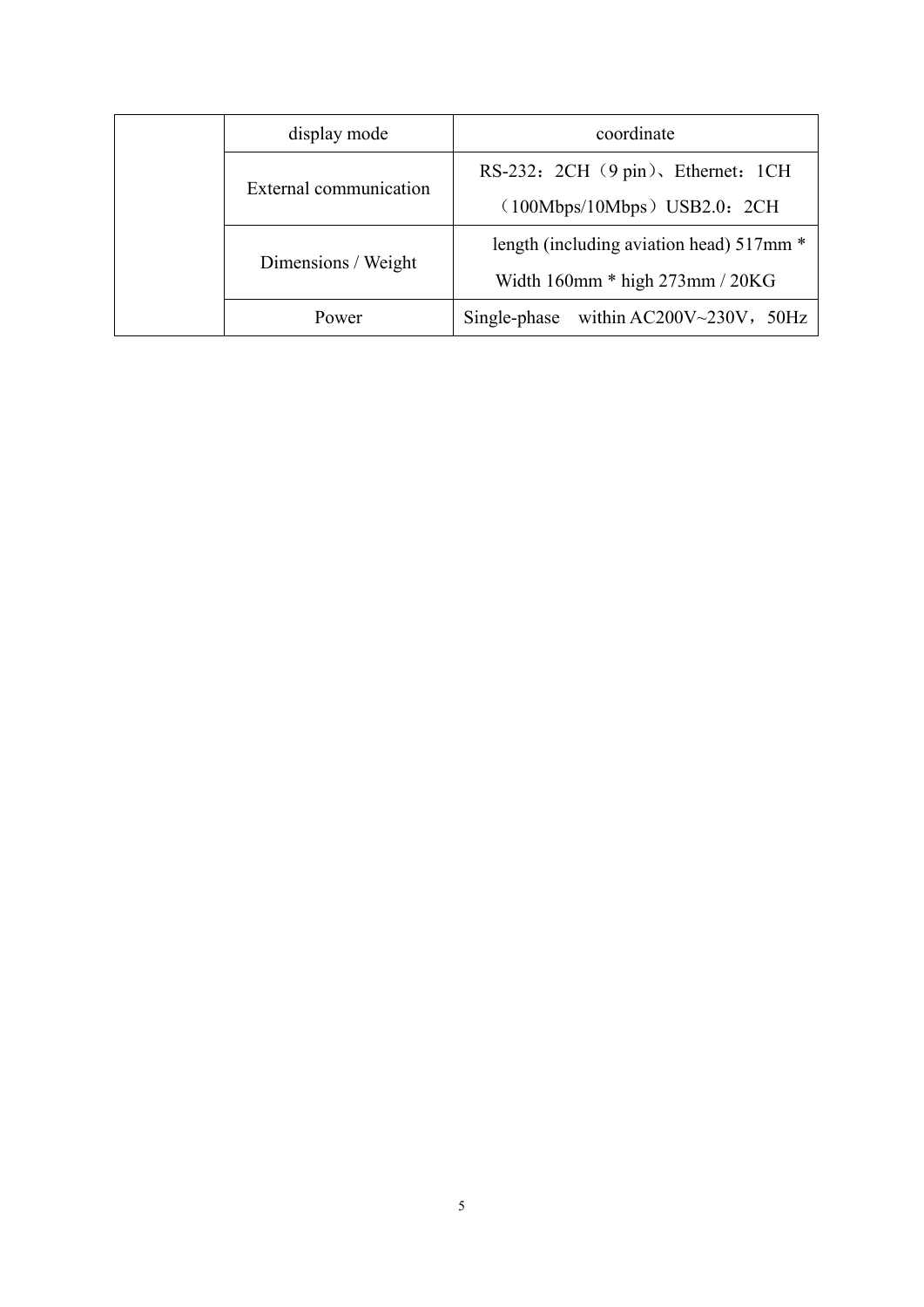| | | |
|---|---|---|
| | display mode | coordinate |
| | External communication | RS-232：2CH（9 pin）、Ethernet：1CH （100Mbps/10Mbps）USB2.0：2CH |
| | Dimensions / Weight | length (including aviation head) 517mm * Width 160mm * high 273mm / 20KG |
| | Power | Single-phase within AC200V~230V，50Hz |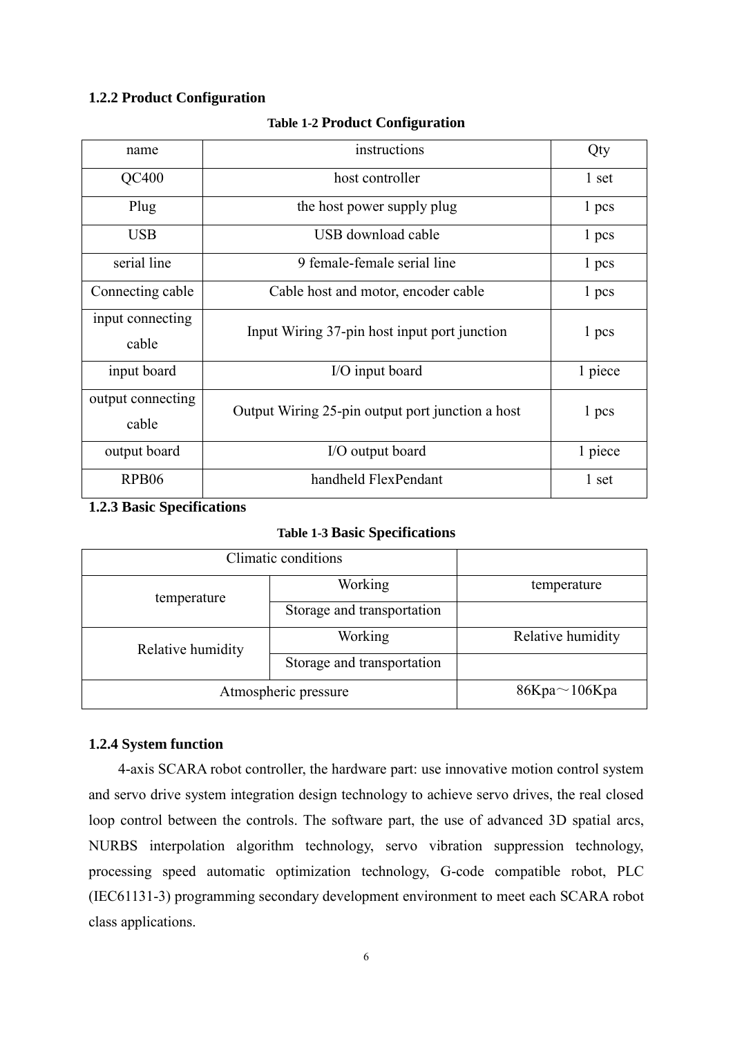### 1.2.2 Product Configuration

**Table 1-2 Product Configuration**

| name | instructions | Qty |
|---|---|---|
| QC400 | host controller | 1 set |
| Plug | the host power supply plug | 1 pcs |
| USB | USB download cable | 1 pcs |
| serial line | 9 female-female serial line | 1 pcs |
| Connecting cable | Cable host and motor, encoder cable | 1 pcs |
| input connecting cable | Input Wiring 37-pin host input port junction | 1 pcs |
| input board | I/O input board | 1 piece |
| output connecting cable | Output Wiring 25-pin output port junction a host | 1 pcs |
| output board | I/O output board | 1 piece |
| RPB06 | handheld FlexPendant | 1 set |

### 1.2.3 Basic Specifications

**Table 1-3 Basic Specifications**

| Climatic conditions | | |
|---|---|---|
| temperature | Working | temperature |
| | Storage and transportation | |
| Relative humidity | Working | Relative humidity |
| | Storage and transportation | |
| Atmospheric pressure | | 86Kpa～106Kpa |

### 1.2.4 System function

4-axis SCARA robot controller, the hardware part: use innovative motion control system and servo drive system integration design technology to achieve servo drives, the real closed loop control between the controls. The software part, the use of advanced 3D spatial arcs, NURBS interpolation algorithm technology, servo vibration suppression technology, processing speed automatic optimization technology, G-code compatible robot, PLC (IEC61131-3) programming secondary development environment to meet each SCARA robot class applications.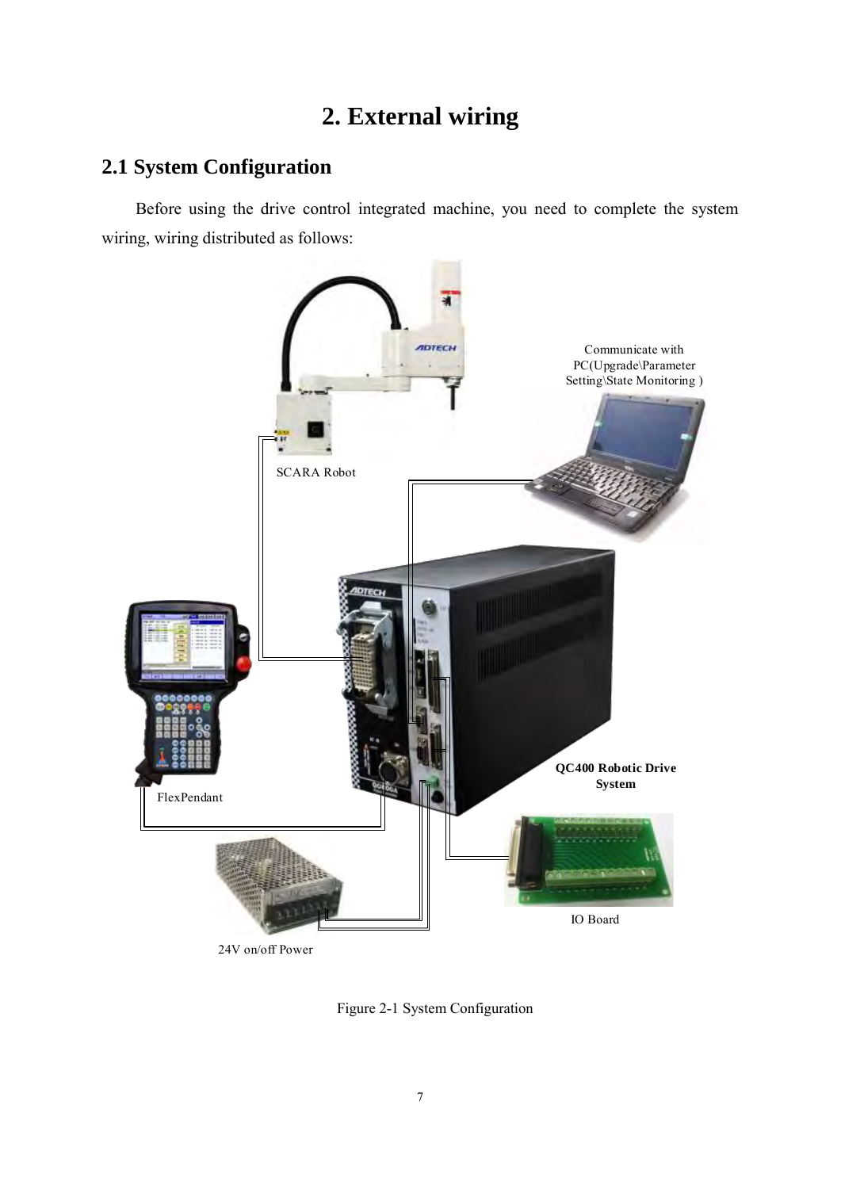# 2. External wiring

## 2.1 System Configuration

Before using the drive control integrated machine, you need to complete the system wiring, wiring distributed as follows:

Communicate with PC(Upgrade\Parameter Setting\State Monitoring )

SCARA Robot

QC400 Robotic Drive System

FlexPendant

IO Board

24V on/off Power

Figure 2-1 System Configuration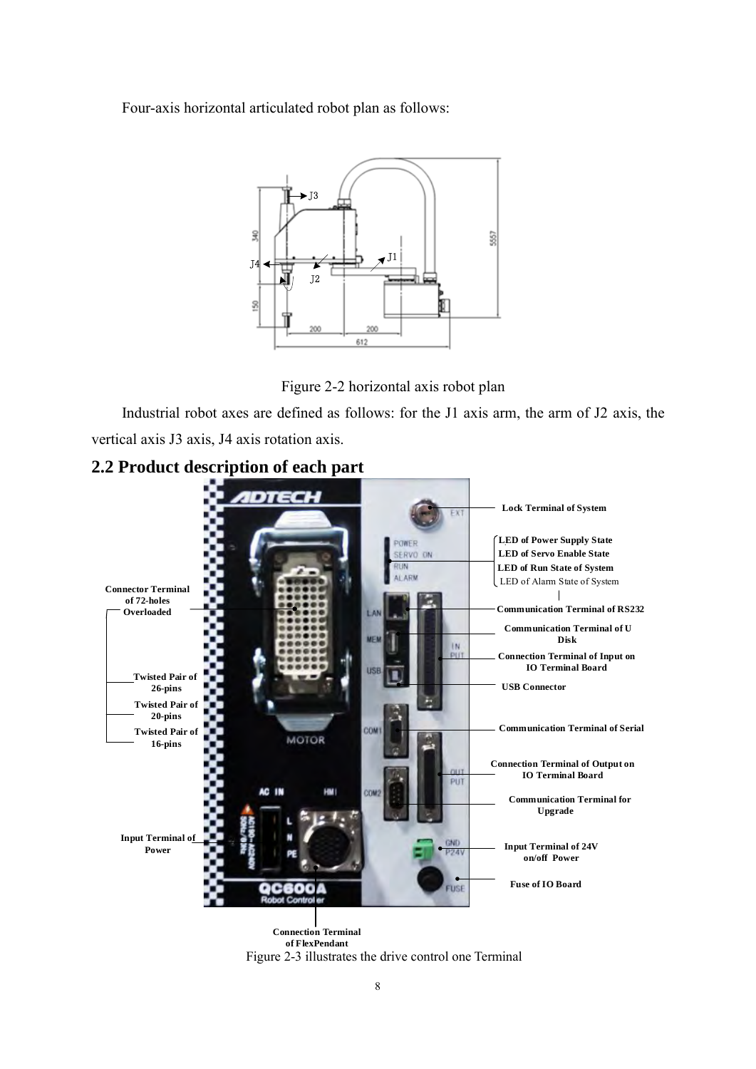Four-axis horizontal articulated robot plan as follows:

Figure 2-2 horizontal axis robot plan

Industrial robot axes are defined as follows: for the J1 axis arm, the arm of J2 axis, the vertical axis J3 axis, J4 axis rotation axis.

## 2.2 Product description of each part

Figure 2-3 illustrates the drive control one Terminal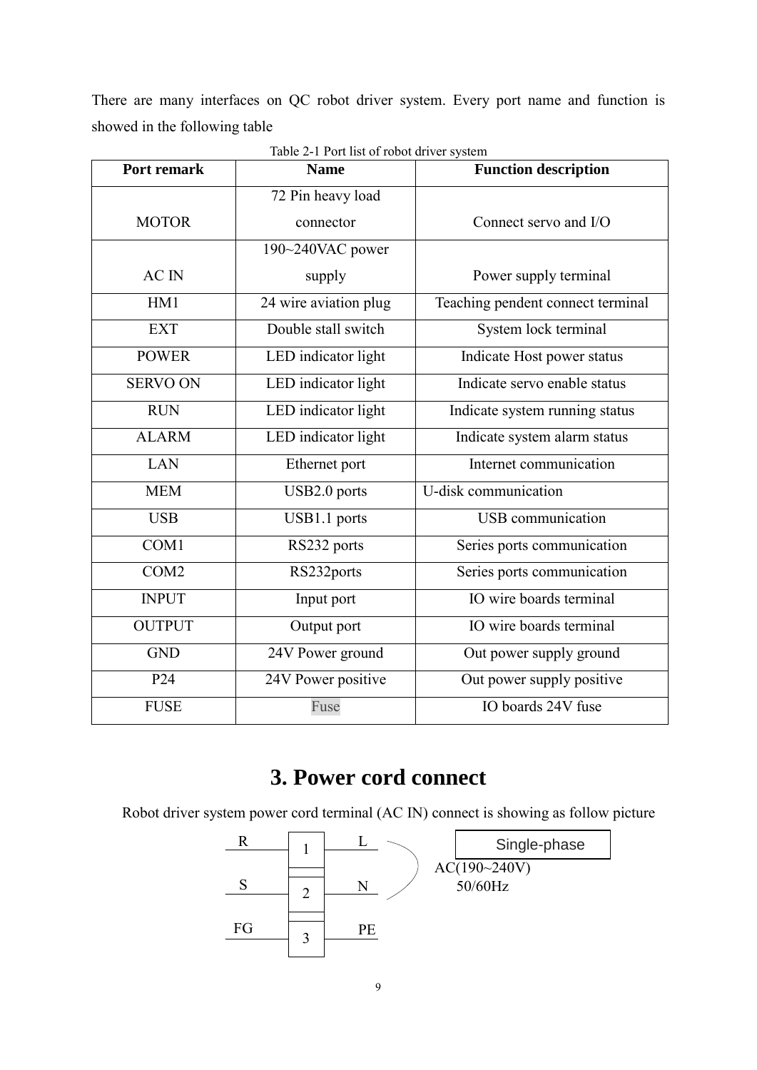There are many interfaces on QC robot driver system. Every port name and function is showed in the following table

Table 2-1 Port list of robot driver system

| Port remark | Name | Function description |
|---|---|---|
| MOTOR | 72 Pin heavy load connector | Connect servo and I/O |
| AC IN | 190~240VAC power supply | Power supply terminal |
| HM1 | 24 wire aviation plug | Teaching pendent connect terminal |
| EXT | Double stall switch | System lock terminal |
| POWER | LED indicator light | Indicate Host power status |
| SERVO ON | LED indicator light | Indicate servo enable status |
| RUN | LED indicator light | Indicate system running status |
| ALARM | LED indicator light | Indicate system alarm status |
| LAN | Ethernet port | Internet communication |
| MEM | USB2.0 ports | U-disk communication |
| USB | USB1.1 ports | USB communication |
| COM1 | RS232 ports | Series ports communication |
| COM2 | RS232ports | Series ports communication |
| INPUT | Input port | IO wire boards terminal |
| OUTPUT | Output port | IO wire boards terminal |
| GND | 24V Power ground | Out power supply ground |
| P24 | 24V Power positive | Out power supply positive |
| FUSE | Fuse | IO boards 24V fuse |

# 3. Power cord connect

Robot driver system power cord terminal (AC IN) connect is showing as follow picture

| | Terminal | |
|---|---|---|
| R | 1 | L |
| S | 2 | N |
| FG | 3 | PE |

Single-phase AC(190~240V) 50/60Hz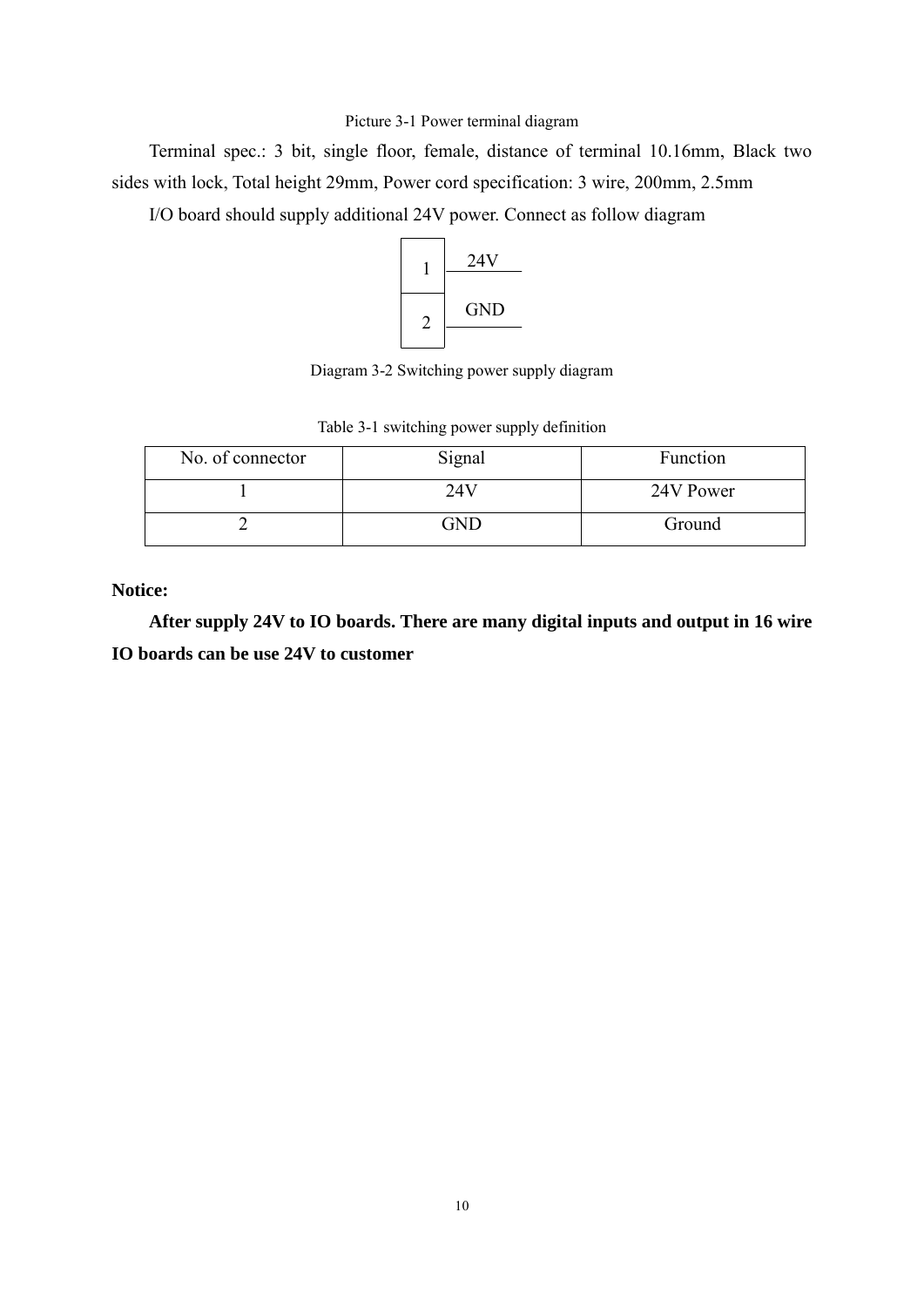Picture 3-1 Power terminal diagram

Terminal spec.: 3 bit, single floor, female, distance of terminal 10.16mm, Black two sides with lock, Total height 29mm, Power cord specification: 3 wire, 200mm, 2.5mm

I/O board should supply additional 24V power. Connect as follow diagram

| 1 | 24V |
| --- | --- |
| 2 | GND |

Diagram 3-2 Switching power supply diagram

Table 3-1 switching power supply definition

| No. of connector | Signal | Function |
| --- | --- | --- |
| 1 | 24V | 24V Power |
| 2 | GND | Ground |

**Notice:**

**After supply 24V to IO boards. There are many digital inputs and output in 16 wire IO boards can be use 24V to customer**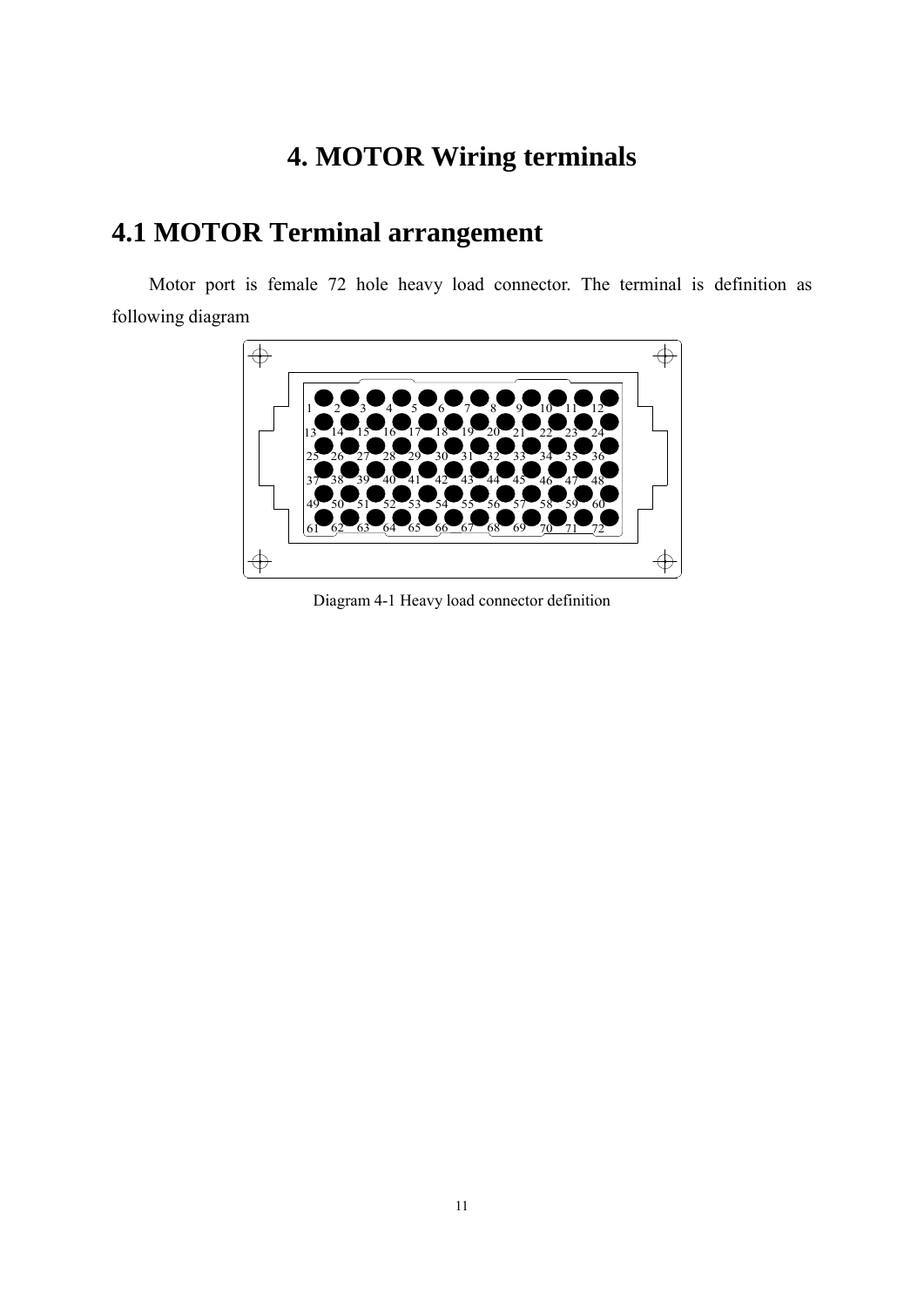# 4. MOTOR Wiring terminals

## 4.1 MOTOR Terminal arrangement

Motor port is female 72 hole heavy load connector. The terminal is definition as following diagram

| 1 | 2 | 3 | 4 | 5 | 6 | 7 | 8 | 9 | 10 | 11 | 12 |
|---|---|---|---|---|---|---|---|---|---|---|---|
| 13 | 14 | 15 | 16 | 17 | 18 | 19 | 20 | 21 | 22 | 23 | 24 |
| 25 | 26 | 27 | 28 | 29 | 30 | 31 | 32 | 33 | 34 | 35 | 36 |
| 37 | 38 | 39 | 40 | 41 | 42 | 43 | 44 | 45 | 46 | 47 | 48 |
| 49 | 50 | 51 | 52 | 53 | 54 | 55 | 56 | 57 | 58 | 59 | 60 |
| 61 | 62 | 63 | 64 | 65 | 66 | 67 | 68 | 69 | 70 | 71 | 72 |

Diagram 4-1 Heavy load connector definition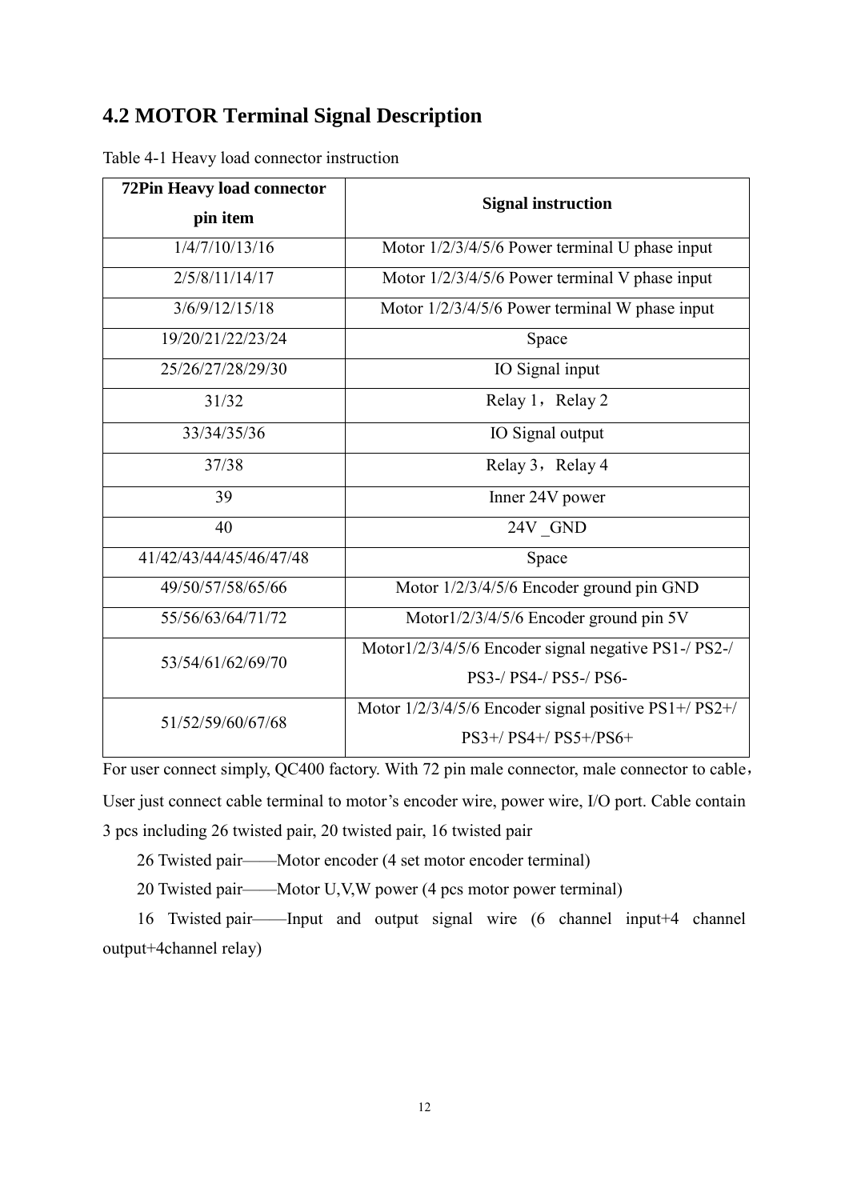## 4.2 MOTOR Terminal Signal Description

Table 4-1 Heavy load connector instruction

| 72Pin Heavy load connector pin item | Signal instruction |
|---|---|
| 1/4/7/10/13/16 | Motor 1/2/3/4/5/6 Power terminal U phase input |
| 2/5/8/11/14/17 | Motor 1/2/3/4/5/6 Power terminal V phase input |
| 3/6/9/12/15/18 | Motor 1/2/3/4/5/6 Power terminal W phase input |
| 19/20/21/22/23/24 | Space |
| 25/26/27/28/29/30 | IO Signal input |
| 31/32 | Relay 1，Relay 2 |
| 33/34/35/36 | IO Signal output |
| 37/38 | Relay 3，Relay 4 |
| 39 | Inner 24V power |
| 40 | 24V _GND |
| 41/42/43/44/45/46/47/48 | Space |
| 49/50/57/58/65/66 | Motor 1/2/3/4/5/6 Encoder ground pin GND |
| 55/56/63/64/71/72 | Motor1/2/3/4/5/6 Encoder ground pin 5V |
| 53/54/61/62/69/70 | Motor1/2/3/4/5/6 Encoder signal negative PS1-/ PS2-/ PS3-/ PS4-/ PS5-/ PS6- |
| 51/52/59/60/67/68 | Motor 1/2/3/4/5/6 Encoder signal positive PS1+/ PS2+/ PS3+/ PS4+/ PS5+/PS6+ |

For user connect simply, QC400 factory. With 72 pin male connector, male connector to cable，User just connect cable terminal to motor’s encoder wire, power wire, I/O port. Cable contain 3 pcs including 26 twisted pair, 20 twisted pair, 16 twisted pair

26 Twisted pair——Motor encoder (4 set motor encoder terminal)

20 Twisted pair——Motor U,V,W power (4 pcs motor power terminal)

16 Twisted pair——Input and output signal wire (6 channel input+4 channel output+4channel relay)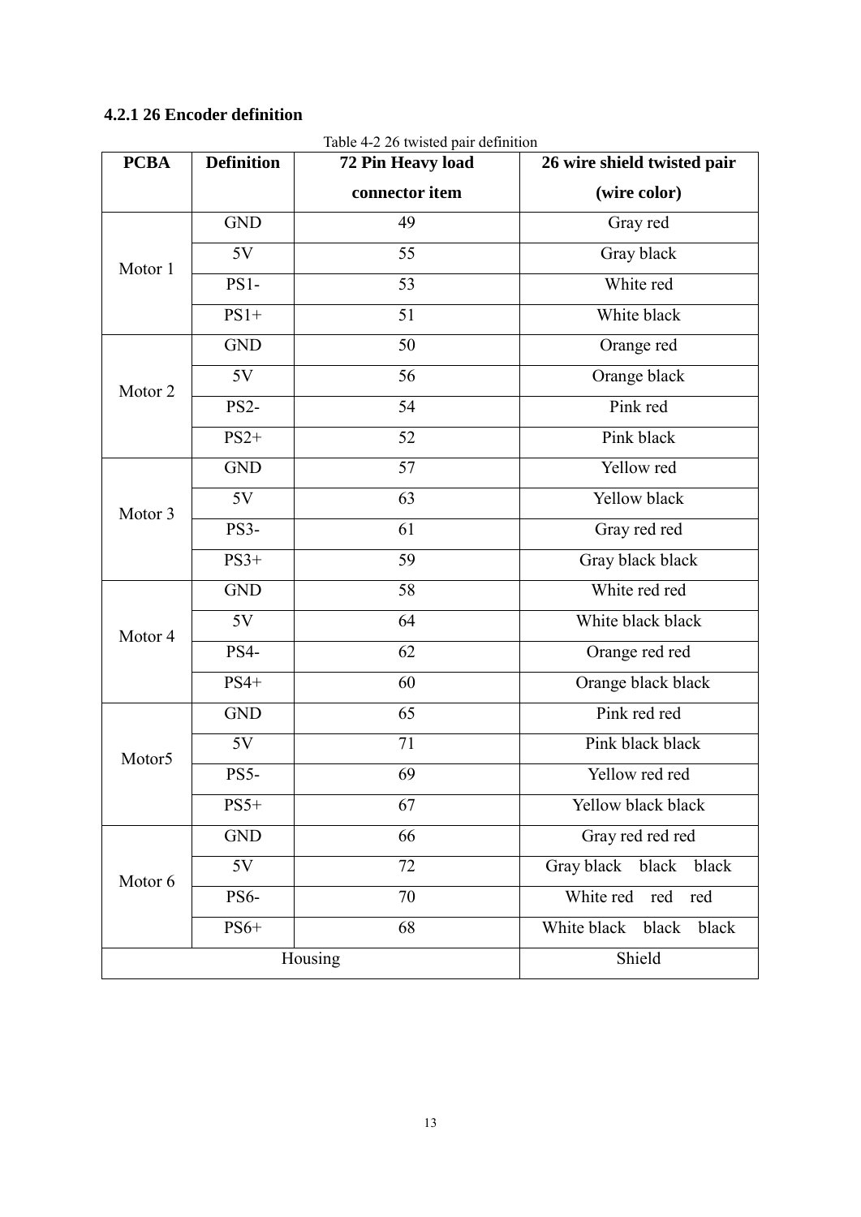### 4.2.1 26 Encoder definition

Table 4-2 26 twisted pair definition

| PCBA | Definition | 72 Pin Heavy load connector item | 26 wire shield twisted pair (wire color) |
|---|---|---|---|
| Motor 1 | GND | 49 | Gray red |
| | 5V | 55 | Gray black |
| | PS1- | 53 | White red |
| | PS1+ | 51 | White black |
| Motor 2 | GND | 50 | Orange red |
| | 5V | 56 | Orange black |
| | PS2- | 54 | Pink red |
| | PS2+ | 52 | Pink black |
| Motor 3 | GND | 57 | Yellow red |
| | 5V | 63 | Yellow black |
| | PS3- | 61 | Gray red red |
| | PS3+ | 59 | Gray black black |
| Motor 4 | GND | 58 | White red red |
| | 5V | 64 | White black black |
| | PS4- | 62 | Orange red red |
| | PS4+ | 60 | Orange black black |
| Motor5 | GND | 65 | Pink red red |
| | 5V | 71 | Pink black black |
| | PS5- | 69 | Yellow red red |
| | PS5+ | 67 | Yellow black black |
| Motor 6 | GND | 66 | Gray red red red |
| | 5V | 72 | Gray black black black |
| | PS6- | 70 | White red red red |
| | PS6+ | 68 | White black black black |
| Housing | | | Shield |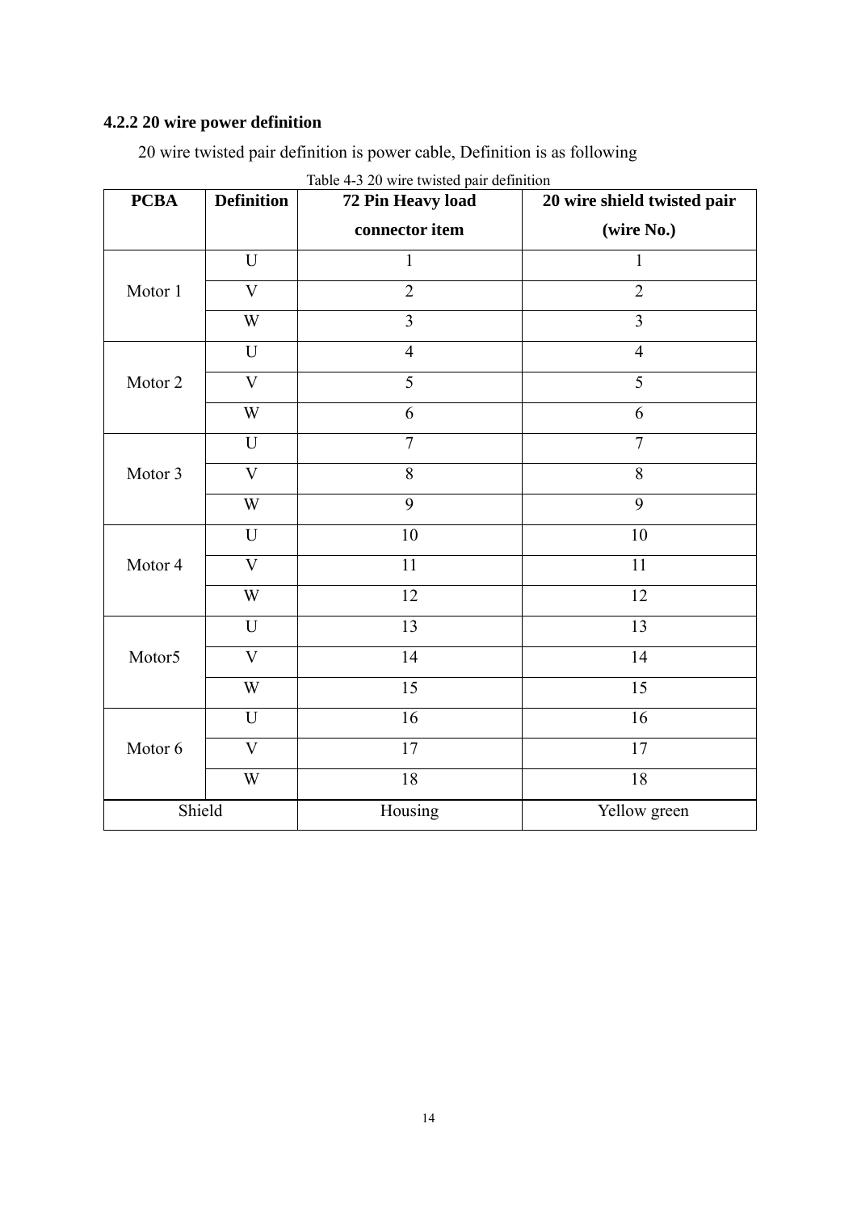### 4.2.2 20 wire power definition

20 wire twisted pair definition is power cable, Definition is as following

Table 4-3 20 wire twisted pair definition

| PCBA | Definition | 72 Pin Heavy load connector item | 20 wire shield twisted pair (wire No.) |
|---|---|---|---|
| Motor 1 | U | 1 | 1 |
| | V | 2 | 2 |
| | W | 3 | 3 |
| Motor 2 | U | 4 | 4 |
| | V | 5 | 5 |
| | W | 6 | 6 |
| Motor 3 | U | 7 | 7 |
| | V | 8 | 8 |
| | W | 9 | 9 |
| Motor 4 | U | 10 | 10 |
| | V | 11 | 11 |
| | W | 12 | 12 |
| Motor5 | U | 13 | 13 |
| | V | 14 | 14 |
| | W | 15 | 15 |
| Motor 6 | U | 16 | 16 |
| | V | 17 | 17 |
| | W | 18 | 18 |
| Shield | | Housing | Yellow green |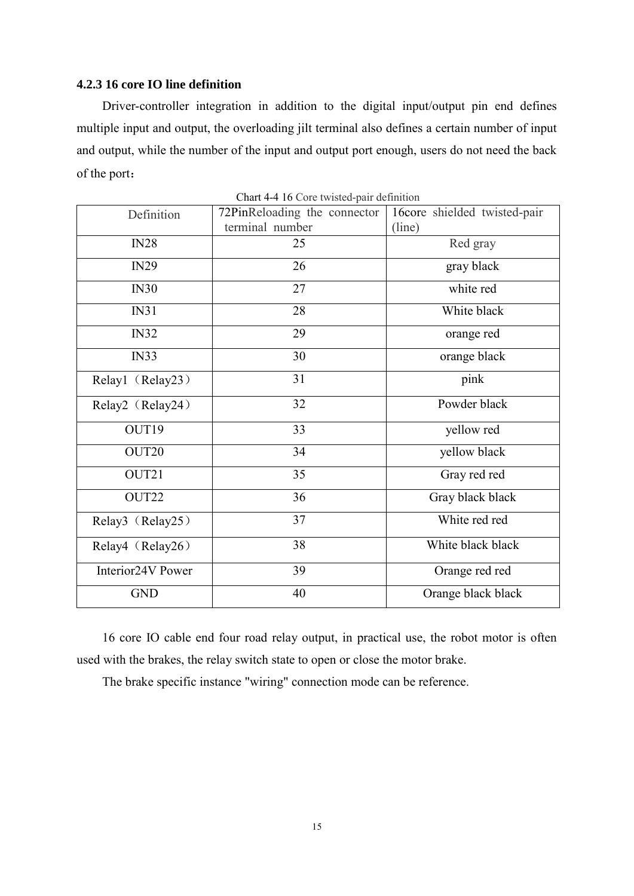### 4.2.3 16 core IO line definition

Driver-controller integration in addition to the digital input/output pin end defines multiple input and output, the overloading jilt terminal also defines a certain number of input and output, while the number of the input and output port enough, users do not need the back of the port：

Chart 4-4 16 Core twisted-pair definition

| Definition | 72PinReloading the connector terminal number | 16core shielded twisted-pair (line) |
|---|---|---|
| IN28 | 25 | Red gray |
| IN29 | 26 | gray black |
| IN30 | 27 | white red |
| IN31 | 28 | White black |
| IN32 | 29 | orange red |
| IN33 | 30 | orange black |
| Relay1（Relay23） | 31 | pink |
| Relay2（Relay24） | 32 | Powder black |
| OUT19 | 33 | yellow red |
| OUT20 | 34 | yellow black |
| OUT21 | 35 | Gray red red |
| OUT22 | 36 | Gray black black |
| Relay3（Relay25） | 37 | White red red |
| Relay4（Relay26） | 38 | White black black |
| Interior24V Power | 39 | Orange red red |
| GND | 40 | Orange black black |

16 core IO cable end four road relay output, in practical use, the robot motor is often used with the brakes, the relay switch state to open or close the motor brake.

The brake specific instance "wiring" connection mode can be reference.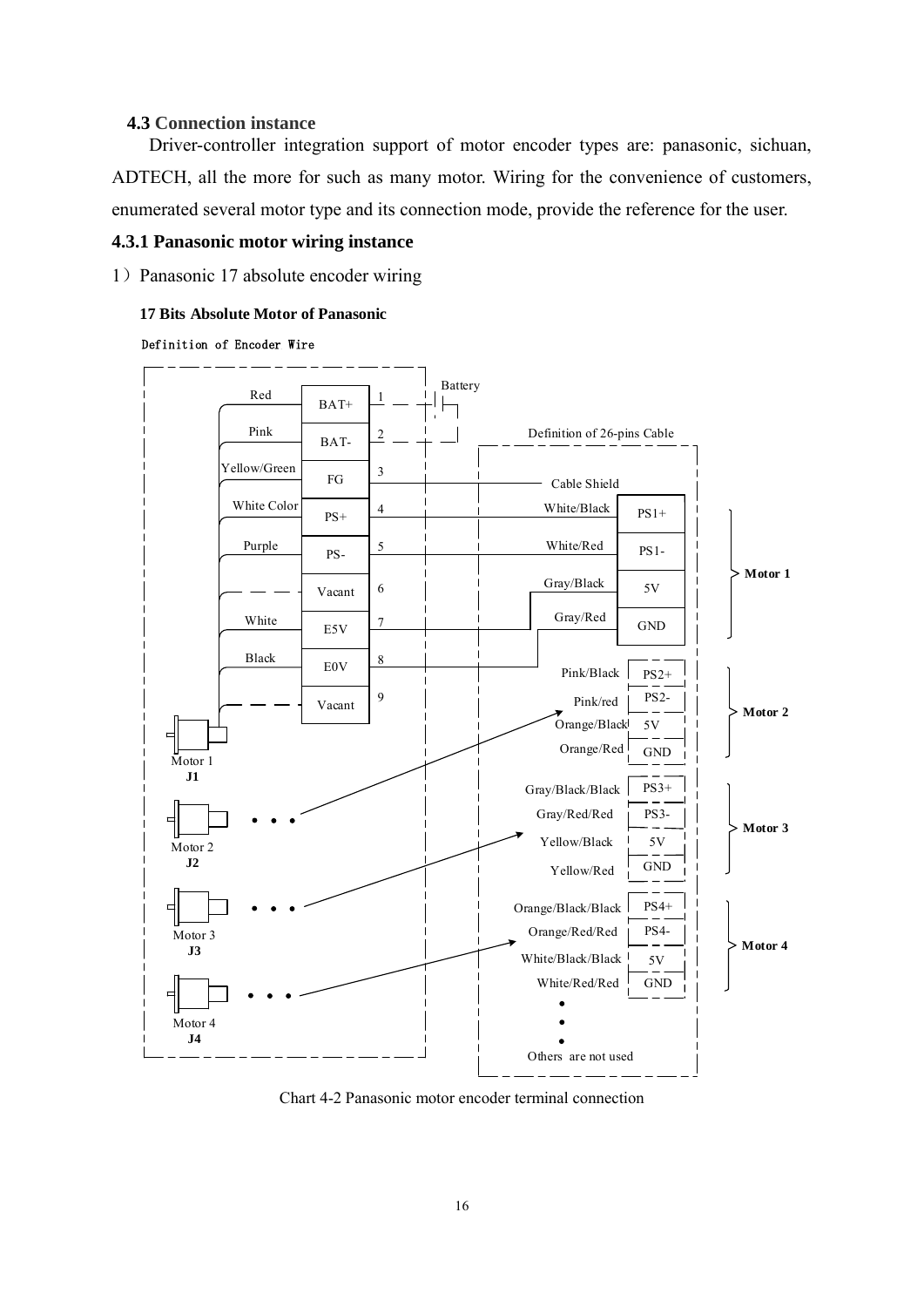### 4.3 Connection instance

Driver-controller integration support of motor encoder types are: panasonic, sichuan, ADTECH, all the more for such as many motor. Wiring for the convenience of customers, enumerated several motor type and its connection mode, provide the reference for the user.

### 4.3.1 Panasonic motor wiring instance

1）Panasonic 17 absolute encoder wiring

**17 Bits Absolute Motor of Panasonic**

Definition of Encoder Wire

| Wire color | Signal | Pin | Connection |
|---|---|---|---|
| Red | BAT+ | 1 | Battery |
| Pink | BAT- | 2 | Battery |
| Yellow/Green | FG | 3 | Cable Shield |
| White Color | PS+ | 4 | White/Black — PS1+ |
| Purple | PS- | 5 | White/Red — PS1- |
| | Vacant | 6 | |
| White | E5V | 7 | Gray/Black — 5V |
| Black | E0V | 8 | Gray/Red — GND |
| | Vacant | 9 | |

Definition of 26-pins Cable

| Wire color | Signal | Motor |
|---|---|---|
| Cable Shield | | |
| White/Black | PS1+ | Motor 1 (J1) |
| White/Red | PS1- | Motor 1 (J1) |
| Gray/Black | 5V | Motor 1 (J1) |
| Gray/Red | GND | Motor 1 (J1) |
| Pink/Black | PS2+ | Motor 2 (J2) |
| Pink/red | PS2- | Motor 2 (J2) |
| Orange/Black | 5V | Motor 2 (J2) |
| Orange/Red | GND | Motor 2 (J2) |
| Gray/Black/Black | PS3+ | Motor 3 (J3) |
| Gray/Red/Red | PS3- | Motor 3 (J3) |
| Yellow/Black | 5V | Motor 3 (J3) |
| Yellow/Red | GND | Motor 3 (J3) |
| Orange/Black/Black | PS4+ | Motor 4 (J4) |
| Orange/Red/Red | PS4- | Motor 4 (J4) |
| White/Black/Black | 5V | Motor 4 (J4) |
| White/Red/Red | GND | Motor 4 (J4) |

Others are not used

Chart 4-2 Panasonic motor encoder terminal connection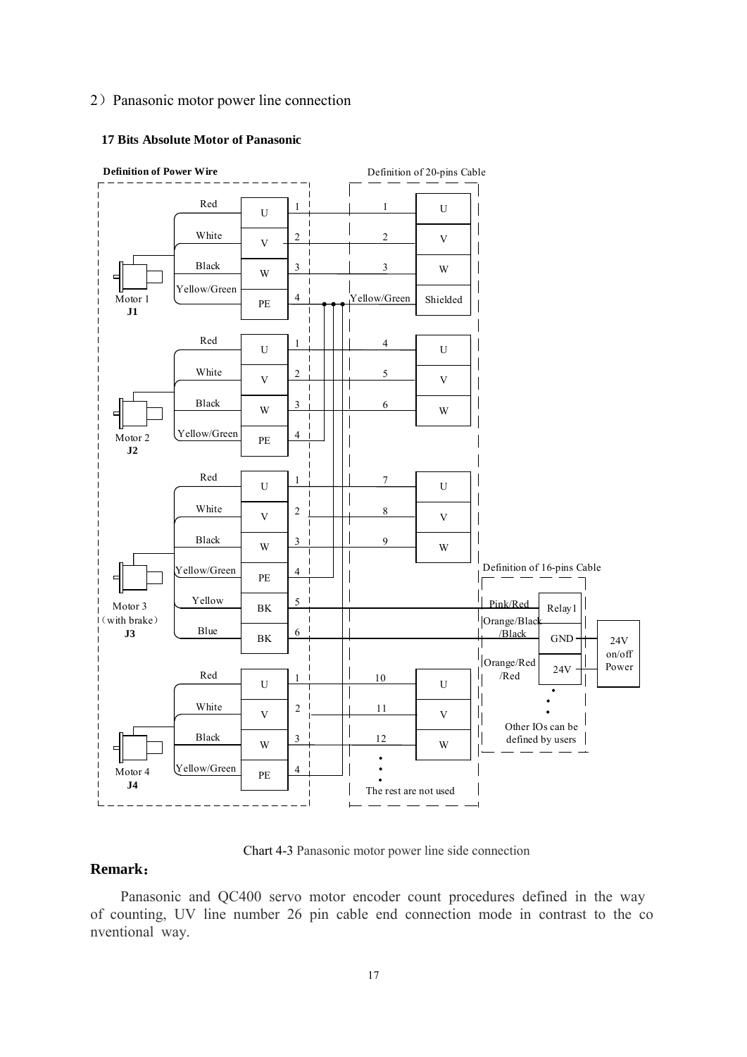2）Panasonic motor power line connection

**17 Bits Absolute Motor of Panasonic**

**Definition of Power Wire**

Definition of 20-pins Cable

Motor 1 **J1**

| Wire | Pin | | 20-pins Cable | Signal |
|---|---|---|---|---|
| Red | U | 1 | 1 | U |
| White | V | 2 | 2 | V |
| Black | W | 3 | 3 | W |
| Yellow/Green | PE | 4 | Yellow/Green | Shielded |

Motor 2 **J2**

| Wire | Pin | | 20-pins Cable | Signal |
|---|---|---|---|---|
| Red | U | 1 | 4 | U |
| White | V | 2 | 5 | V |
| Black | W | 3 | 6 | W |
| Yellow/Green | PE | 4 | | |

Motor 3（with brake）**J3**

| Wire | Pin | | 20-pins Cable | Signal |
|---|---|---|---|---|
| Red | U | 1 | 7 | U |
| White | V | 2 | 8 | V |
| Black | W | 3 | 9 | W |
| Yellow/Green | PE | 4 | | |
| Yellow | BK | 5 | | |
| Blue | BK | 6 | | |

Definition of 16-pins Cable

| Wire | Signal |
|---|---|
| Pink/Red | Relay1 |
| Orange/Black /Black | GND |
| Orange/Red /Red | 24V |

24V on/off Power

Other IOs can be defined by users

Motor 4 **J4**

| Wire | Pin | | 20-pins Cable | Signal |
|---|---|---|---|---|
| Red | U | 1 | 10 | U |
| White | V | 2 | 11 | V |
| Black | W | 3 | 12 | W |
| Yellow/Green | PE | 4 | | |

The rest are not used

Chart 4-3 Panasonic motor power line side connection

**Remark：**

Panasonic and QC400 servo motor encoder count procedures defined in the way of counting, UV line number 26 pin cable end connection mode in contrast to the conventional way.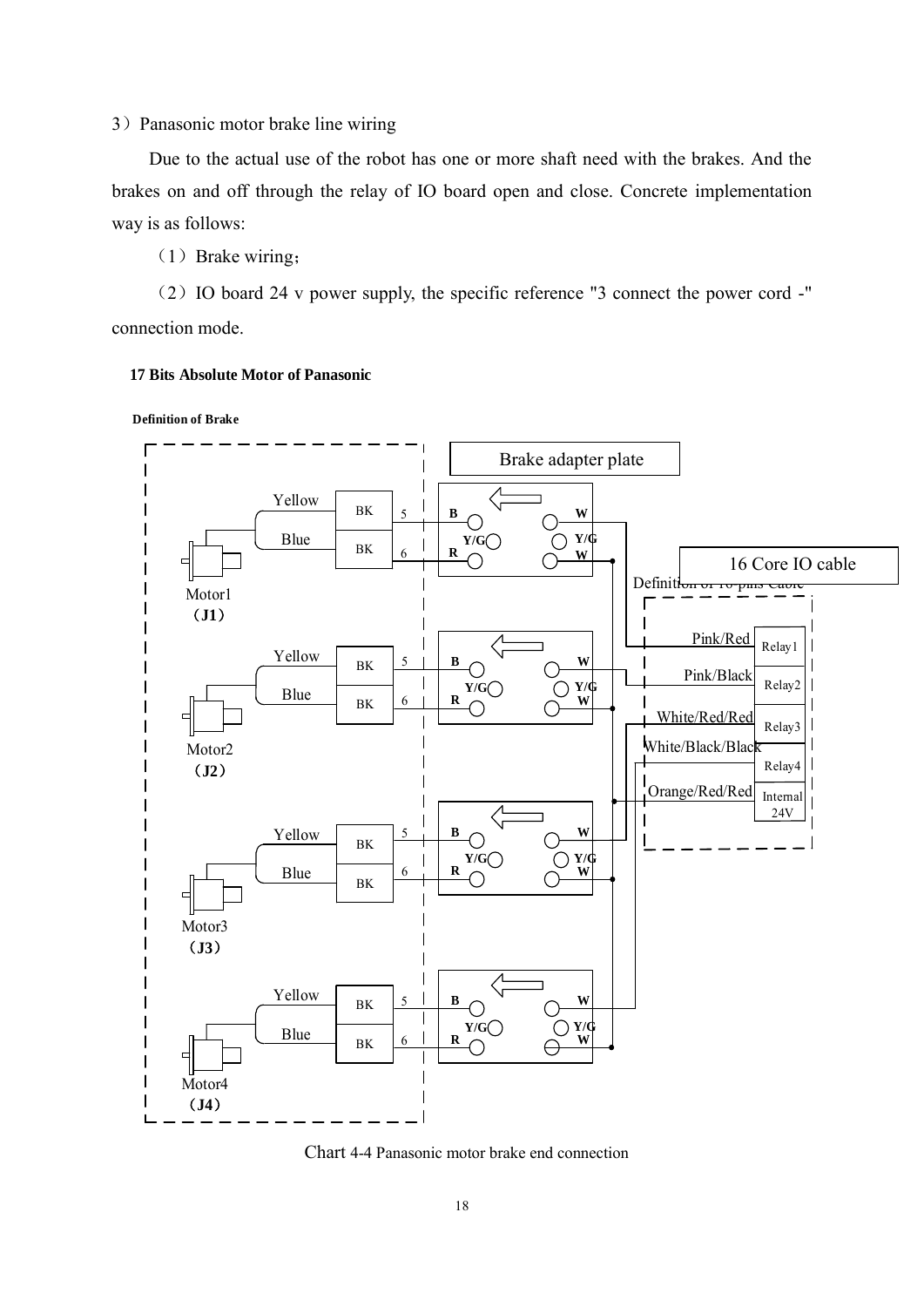3）Panasonic motor brake line wiring

Due to the actual use of the robot has one or more shaft need with the brakes. And the brakes on and off through the relay of IO board open and close. Concrete implementation way is as follows:

（1）Brake wiring；

（2）IO board 24 v power supply, the specific reference "3 connect the power cord -" connection mode.

**17 Bits Absolute Motor of Panasonic**

**Definition of Brake**

Brake adapter plate

16 Core IO cable

Definition of 16-pins Cable

| Wire | Connection |
| --- | --- |
| Pink/Red | Relay1 |
| Pink/Black | Relay2 |
| White/Red/Red | Relay3 |
| White/Black/Black | Relay4 |
| Orange/Red/Red | Internal 24V |

Motor1 (J1), Motor2 (J2), Motor3 (J3), Motor4 (J4): Yellow — BK — 5 — B; Blue — BK — 6 — R; W, Y/G, W

Chart 4-4 Panasonic motor brake end connection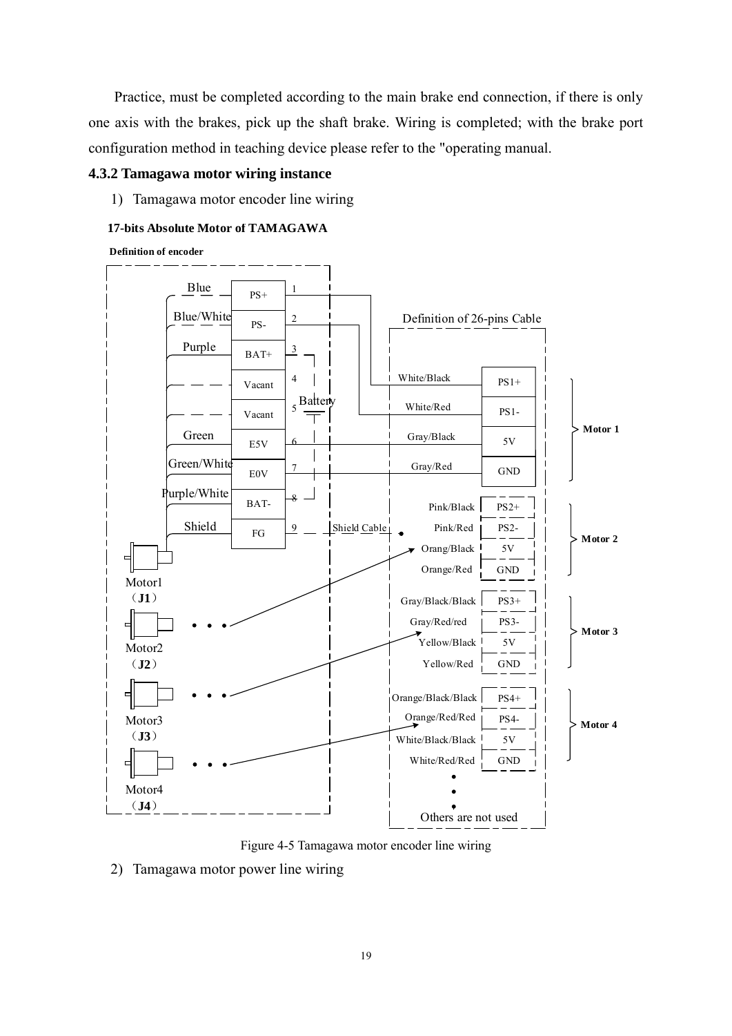Practice, must be completed according to the main brake end connection, if there is only one axis with the brakes, pick up the shaft brake. Wiring is completed; with the brake port configuration method in teaching device please refer to the "operating manual.

### 4.3.2 Tamagawa motor wiring instance

1) Tamagawa motor encoder line wiring

**17-bits Absolute Motor of TAMAGAWA**

**Definition of encoder**

| Wire color | Signal | Pin |
|---|---|---|
| Blue | PS+ | 1 |
| Blue/White | PS- | 2 |
| Purple | BAT+ | 3 |
| | Vacant | 4 |
| | Vacant | 5 |
| Green | E5V | 6 |
| Green/White | E0V | 7 |
| Purple/White | BAT- | 8 |
| Shield | FG | 9 |

Battery

Shield Cable

Motor1 (**J1**)

Motor2 (**J2**)

Motor3 (**J3**)

Motor4 (**J4**)

Definition of 26-pins Cable

| Wire color | Signal | Motor |
|---|---|---|
| White/Black | PS1+ | **Motor 1** |
| White/Red | PS1- | |
| Gray/Black | 5V | |
| Gray/Red | GND | |
| Pink/Black | PS2+ | **Motor 2** |
| Pink/Red | PS2- | |
| Orang/Black | 5V | |
| Orange/Red | GND | |
| Gray/Black/Black | PS3+ | **Motor 3** |
| Gray/Red/red | PS3- | |
| Yellow/Black | 5V | |
| Yellow/Red | GND | |
| Orange/Black/Black | PS4+ | **Motor 4** |
| Orange/Red/Red | PS4- | |
| White/Black/Black | 5V | |
| White/Red/Red | GND | |

Others are not used

Figure 4-5 Tamagawa motor encoder line wiring

2) Tamagawa motor power line wiring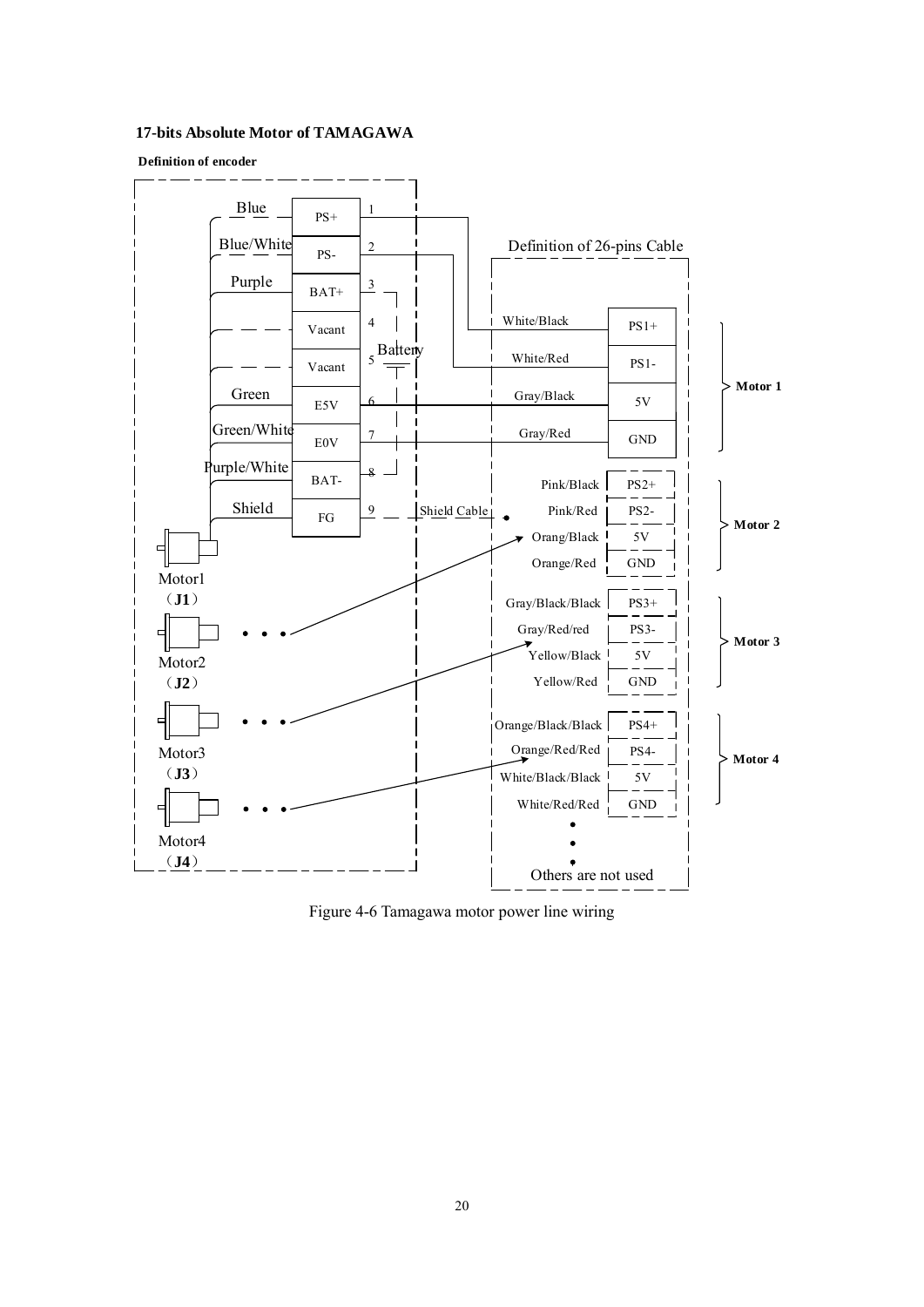**17-bits Absolute Motor of TAMAGAWA**

**Definition of encoder**

| Wire color | Signal | Pin |
|---|---|---|
| Blue | PS+ | 1 |
| Blue/White | PS- | 2 |
| Purple | BAT+ | 3 |
| | Vacant | 4 |
| | Vacant | 5 |
| Green | E5V | 6 |
| Green/White | E0V | 7 |
| Purple/White | BAT- | 8 |
| Shield | FG | 9 |

Battery

Shield Cable

Motor1 (**J1**)

Motor2 (**J2**)

Motor3 (**J3**)

Motor4 (**J4**)

Definition of 26-pins Cable

| Wire color | Signal | Motor |
|---|---|---|
| White/Black | PS1+ | **Motor 1** |
| White/Red | PS1- | |
| Gray/Black | 5V | |
| Gray/Red | GND | |
| Pink/Black | PS2+ | **Motor 2** |
| Pink/Red | PS2- | |
| Orang/Black | 5V | |
| Orange/Red | GND | |
| Gray/Black/Black | PS3+ | **Motor 3** |
| Gray/Red/red | PS3- | |
| Yellow/Black | 5V | |
| Yellow/Red | GND | |
| Orange/Black/Black | PS4+ | **Motor 4** |
| Orange/Red/Red | PS4- | |
| White/Black/Black | 5V | |
| White/Red/Red | GND | |

Others are not used

Figure 4-6 Tamagawa motor power line wiring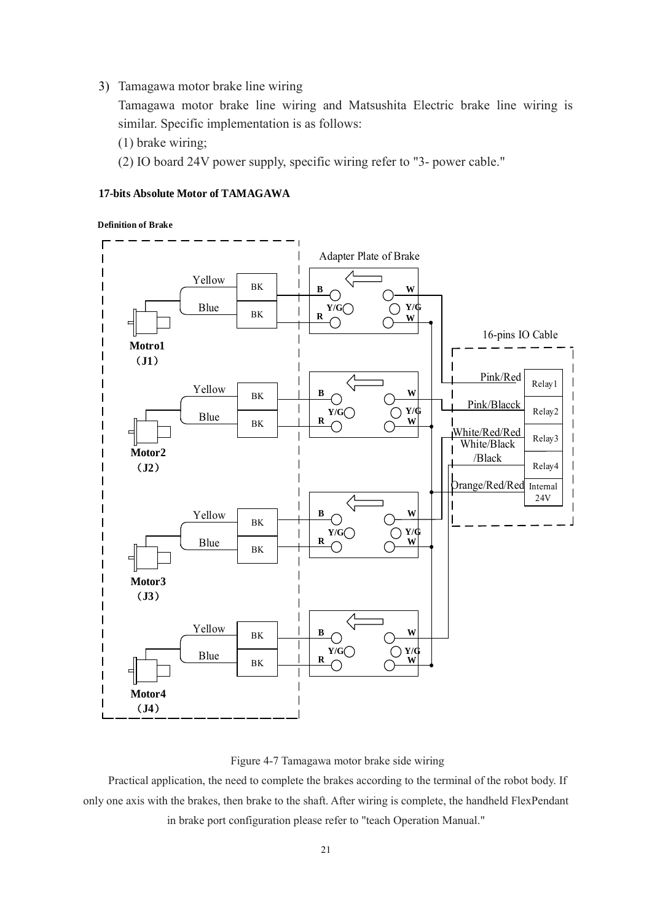3) Tamagawa motor brake line wiring

   Tamagawa motor brake line wiring and Matsushita Electric brake line wiring is similar. Specific implementation is as follows:

   (1) brake wiring;

   (2) IO board 24V power supply, specific wiring refer to "3- power cable."

**17-bits Absolute Motor of TAMAGAWA**

**Definition of Brake**

Adapter Plate of Brake

Yellow BK B W
Blue BK Y/G Y/G R W

**Motro1**
**（J1）**

16-pins IO Cable

Pink/Red Relay1

Yellow BK B W
Blue BK Y/G Y/G R W

Pink/Blacck Relay2

White/Red/Red Relay3

White/Black /Black Relay4

**Motor2**
**（J2）**

Orange/Red/Red Internal 24V

Yellow BK B W
Blue BK Y/G Y/G R W

**Motor3**
**（J3）**

Yellow BK B W
Blue BK Y/G Y/G R W

**Motor4**
**（J4）**

Figure 4-7 Tamagawa motor brake side wiring

Practical application, the need to complete the brakes according to the terminal of the robot body. If only one axis with the brakes, then brake to the shaft. After wiring is complete, the handheld FlexPendant in brake port configuration please refer to "teach Operation Manual."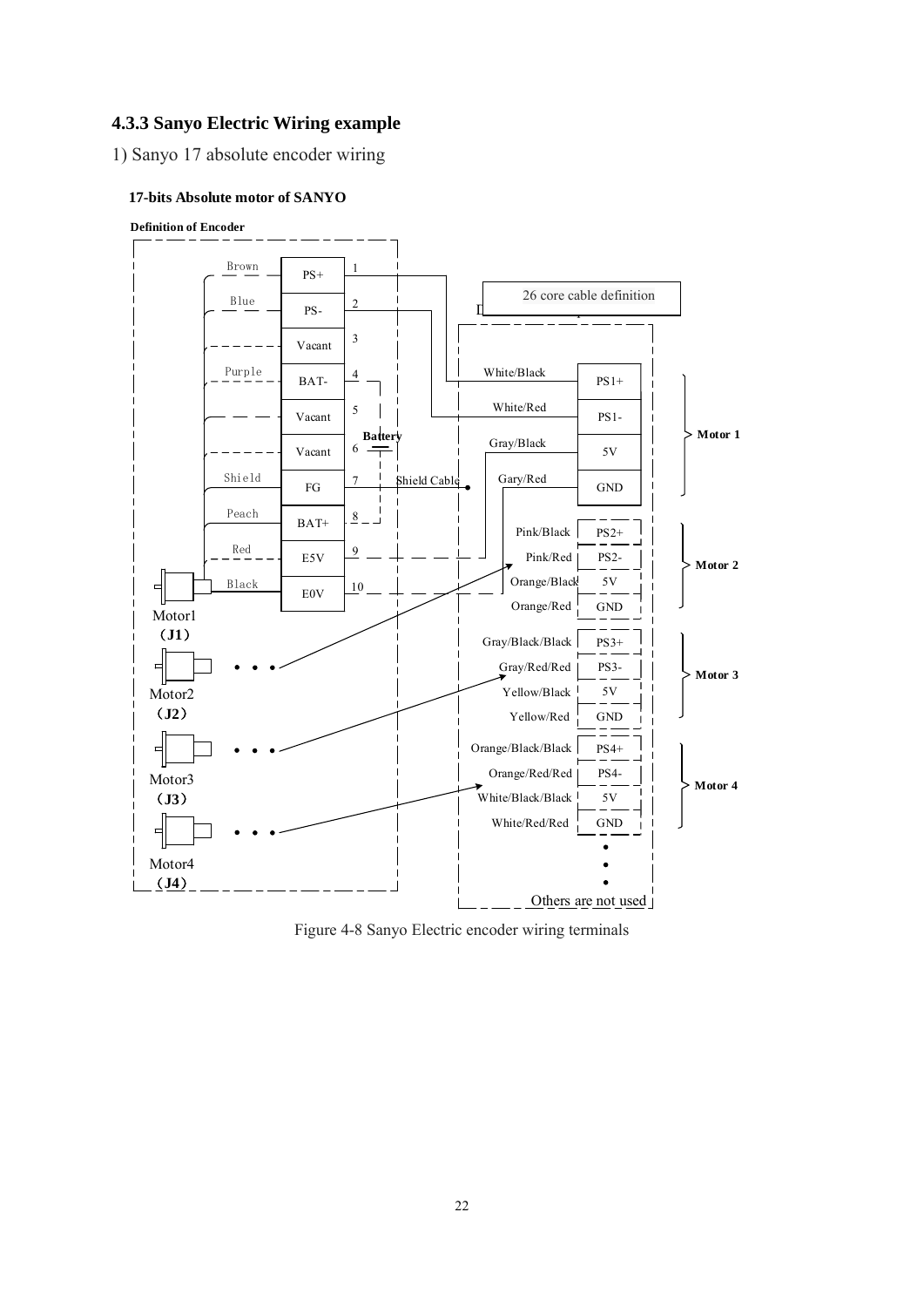### 4.3.3 Sanyo Electric Wiring example

1) Sanyo 17 absolute encoder wiring

**17-bits Absolute motor of SANYO**

**Definition of Encoder**

| Wire color | Signal | Pin |
|---|---|---|
| Brown | PS+ | 1 |
| Blue | PS- | 2 |
| | Vacant | 3 |
| Purple | BAT- | 4 |
| | Vacant | 5 |
| | Vacant | 6 |
| Shield | FG | 7 |
| Peach | BAT+ | 8 |
| Red | E5V | 9 |
| Black | E0V | 10 |

Battery

Shield Cable

Motor1 (J1)

Motor2 (J2)

Motor3 (J3)

Motor4 (J4)

26 core cable definition

| Wire color | Signal | Motor |
|---|---|---|
| White/Black | PS1+ | Motor 1 |
| White/Red | PS1- | |
| Gray/Black | 5V | |
| Gary/Red | GND | |
| Pink/Black | PS2+ | Motor 2 |
| Pink/Red | PS2- | |
| Orange/Black | 5V | |
| Orange/Red | GND | |
| Gray/Black/Black | PS3+ | Motor 3 |
| Gray/Red/Red | PS3- | |
| Yellow/Black | 5V | |
| Yellow/Red | GND | |
| Orange/Black/Black | PS4+ | Motor 4 |
| Orange/Red/Red | PS4- | |
| White/Black/Black | 5V | |
| White/Red/Red | GND | |

Others are not used

Figure 4-8 Sanyo Electric encoder wiring terminals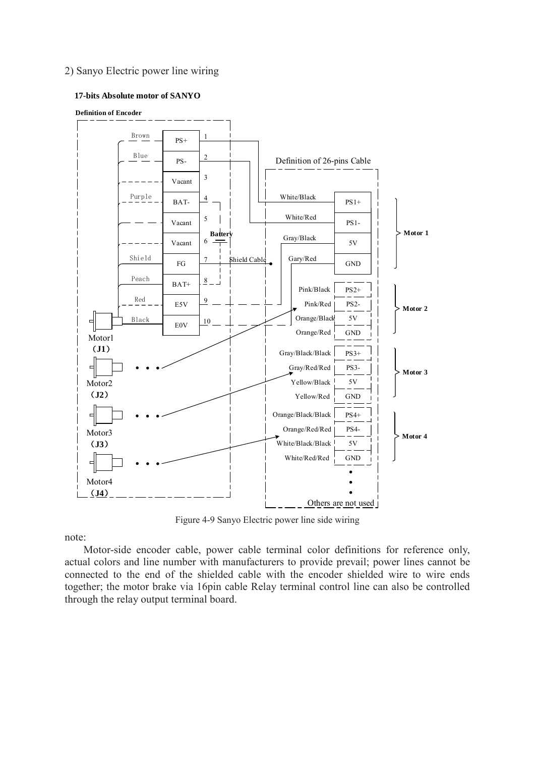2) Sanyo Electric power line wiring

**17-bits Absolute motor of SANYO**

**Definition of Encoder**

| Wire color | Signal | Pin |
|---|---|---|
| Brown | PS+ | 1 |
| Blue | PS- | 2 |
| | Vacant | 3 |
| Purple | BAT- | 4 |
| | Vacant | 5 |
| | Vacant | 6 |
| Shield | FG | 7 |
| Peach | BAT+ | 8 |
| Red | E5V | 9 |
| Black | E0V | 10 |

Battery

Shield Cable

Motor1 (J1)

Motor2 (J2)

Motor3 (J3)

Motor4 (J4)

Definition of 26-pins Cable

| Wire color | Signal | Motor |
|---|---|---|
| White/Black | PS1+ | Motor 1 |
| White/Red | PS1- | Motor 1 |
| Gray/Black | 5V | Motor 1 |
| Gary/Red | GND | Motor 1 |
| Pink/Black | PS2+ | Motor 2 |
| Pink/Red | PS2- | Motor 2 |
| Orange/Black | 5V | Motor 2 |
| Orange/Red | GND | Motor 2 |
| Gray/Black/Black | PS3+ | Motor 3 |
| Gray/Red/Red | PS3- | Motor 3 |
| Yellow/Black | 5V | Motor 3 |
| Yellow/Red | GND | Motor 3 |
| Orange/Black/Black | PS4+ | Motor 4 |
| Orange/Red/Red | PS4- | Motor 4 |
| White/Black/Black | 5V | Motor 4 |
| White/Red/Red | GND | Motor 4 |

Others are not used

Figure 4-9 Sanyo Electric power line side wiring

note:

Motor-side encoder cable, power cable terminal color definitions for reference only, actual colors and line number with manufacturers to provide prevail; power lines cannot be connected to the end of the shielded cable with the encoder shielded wire to wire ends together; the motor brake via 16pin cable Relay terminal control line can also be controlled through the relay output terminal board.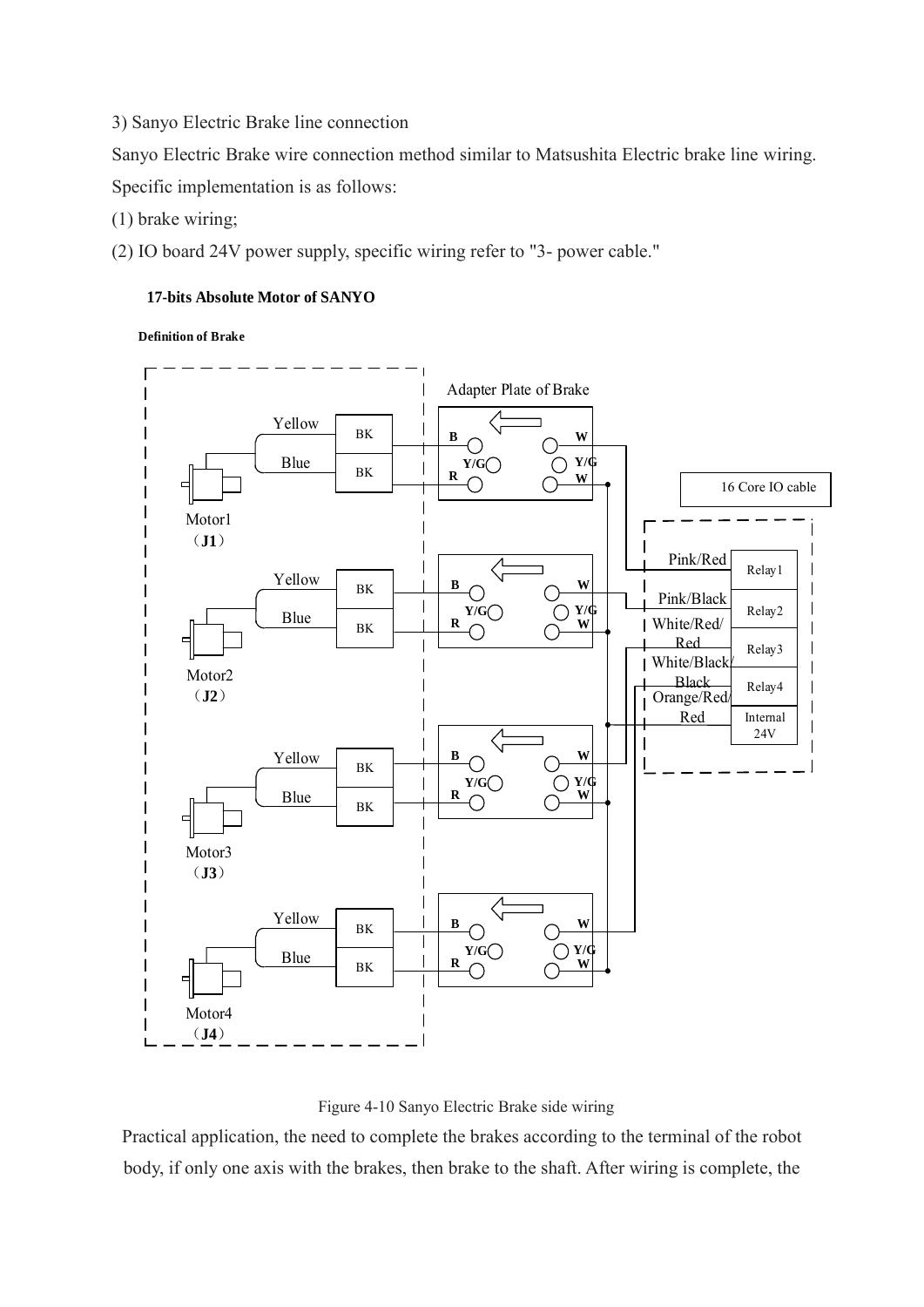3) Sanyo Electric Brake line connection

Sanyo Electric Brake wire connection method similar to Matsushita Electric brake line wiring. Specific implementation is as follows:

(1) brake wiring;

(2) IO board 24V power supply, specific wiring refer to "3- power cable."

**17-bits Absolute Motor of SANYO**

**Definition of Brake**

Adapter Plate of Brake

16 Core IO cable

Motor1 (**J1**)

Motor2 (**J2**)

Motor3 (**J3**)

Motor4 (**J4**)

Yellow, Blue, BK, B, R, Y/G, W

Pink/Red — Relay1

Pink/Black — Relay2

White/Red/Red — Relay3

White/Black/Black — Relay4

Orange/Red/Red — Internal 24V

Figure 4-10 Sanyo Electric Brake side wiring

Practical application, the need to complete the brakes according to the terminal of the robot body, if only one axis with the brakes, then brake to the shaft. After wiring is complete, the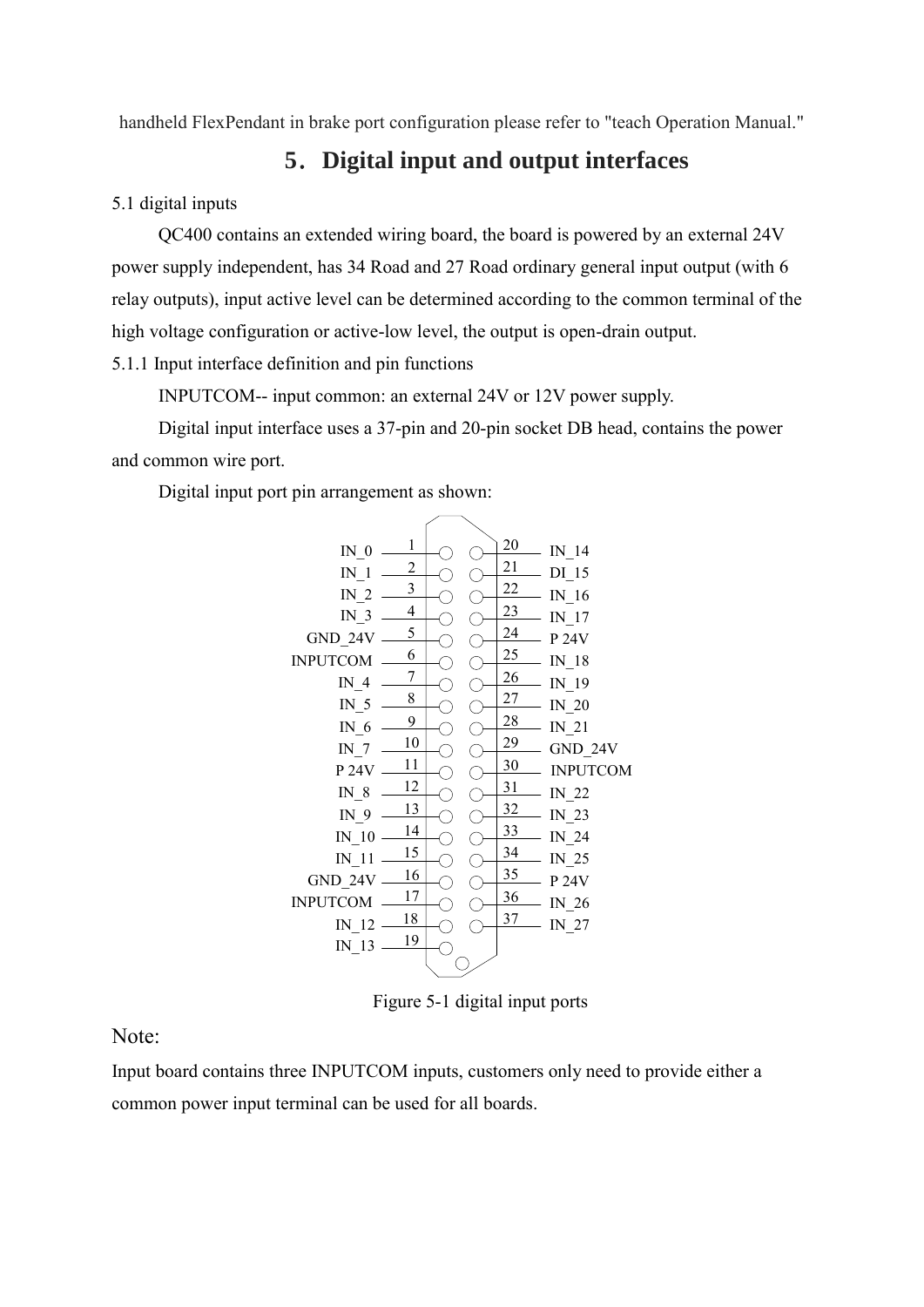handheld FlexPendant in brake port configuration please refer to "teach Operation Manual."

# 5. Digital input and output interfaces

5.1 digital inputs

QC400 contains an extended wiring board, the board is powered by an external 24V power supply independent, has 34 Road and 27 Road ordinary general input output (with 6 relay outputs), input active level can be determined according to the common terminal of the high voltage configuration or active-low level, the output is open-drain output.

5.1.1 Input interface definition and pin functions

INPUTCOM-- input common: an external 24V or 12V power supply.

Digital input interface uses a 37-pin and 20-pin socket DB head, contains the power and common wire port.

Digital input port pin arrangement as shown:

| Signal | Pin | Pin | Signal |
| --- | --- | --- | --- |
| IN_0 | 1 | 20 | IN_14 |
| IN_1 | 2 | 21 | DI_15 |
| IN_2 | 3 | 22 | IN_16 |
| IN_3 | 4 | 23 | IN_17 |
| GND_24V | 5 | 24 | P 24V |
| INPUTCOM | 6 | 25 | IN_18 |
| IN_4 | 7 | 26 | IN_19 |
| IN_5 | 8 | 27 | IN_20 |
| IN_6 | 9 | 28 | IN_21 |
| IN_7 | 10 | 29 | GND_24V |
| P 24V | 11 | 30 | INPUTCOM |
| IN_8 | 12 | 31 | IN_22 |
| IN_9 | 13 | 32 | IN_23 |
| IN_10 | 14 | 33 | IN_24 |
| IN_11 | 15 | 34 | IN_25 |
| GND_24V | 16 | 35 | P 24V |
| INPUTCOM | 17 | 36 | IN_26 |
| IN_12 | 18 | 37 | IN_27 |
| IN_13 | 19 | | |

Figure 5-1 digital input ports

Note:

Input board contains three INPUTCOM inputs, customers only need to provide either a common power input terminal can be used for all boards.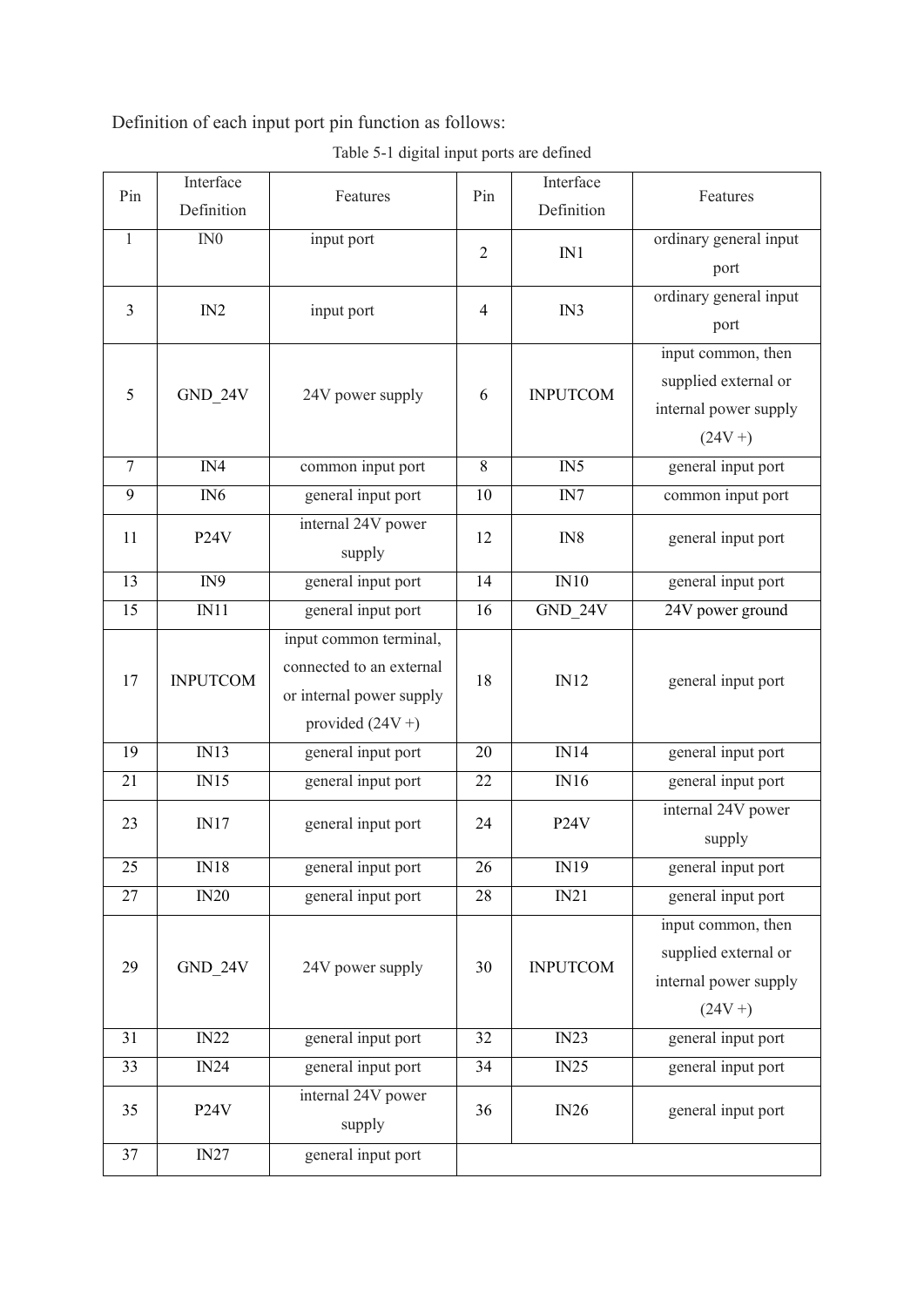Definition of each input port pin function as follows:

Table 5-1 digital input ports are defined

| Pin | Interface Definition | Features | Pin | Interface Definition | Features |
|---|---|---|---|---|---|
| 1 | IN0 | input port | 2 | IN1 | ordinary general input port |
| 3 | IN2 | input port | 4 | IN3 | ordinary general input port |
| 5 | GND_24V | 24V power supply | 6 | INPUTCOM | input common, then supplied external or internal power supply (24V +) |
| 7 | IN4 | common input port | 8 | IN5 | general input port |
| 9 | IN6 | general input port | 10 | IN7 | common input port |
| 11 | P24V | internal 24V power supply | 12 | IN8 | general input port |
| 13 | IN9 | general input port | 14 | IN10 | general input port |
| 15 | IN11 | general input port | 16 | GND_24V | 24V power ground |
| 17 | INPUTCOM | input common terminal, connected to an external or internal power supply provided (24V +) | 18 | IN12 | general input port |
| 19 | IN13 | general input port | 20 | IN14 | general input port |
| 21 | IN15 | general input port | 22 | IN16 | general input port |
| 23 | IN17 | general input port | 24 | P24V | internal 24V power supply |
| 25 | IN18 | general input port | 26 | IN19 | general input port |
| 27 | IN20 | general input port | 28 | IN21 | general input port |
| 29 | GND_24V | 24V power supply | 30 | INPUTCOM | input common, then supplied external or internal power supply (24V +) |
| 31 | IN22 | general input port | 32 | IN23 | general input port |
| 33 | IN24 | general input port | 34 | IN25 | general input port |
| 35 | P24V | internal 24V power supply | 36 | IN26 | general input port |
| 37 | IN27 | general input port | | | |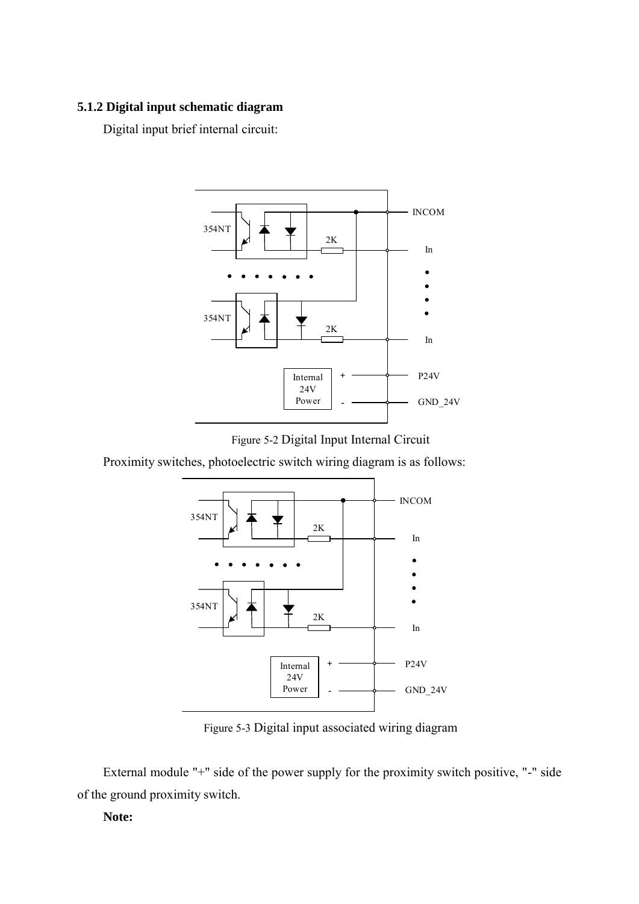### 5.1.2 Digital input schematic diagram

Digital input brief internal circuit:

Figure 5-2 Digital Input Internal Circuit

Proximity switches, photoelectric switch wiring diagram is as follows:

Figure 5-3 Digital input associated wiring diagram

External module "+" side of the power supply for the proximity switch positive, "-" side of the ground proximity switch.

**Note:**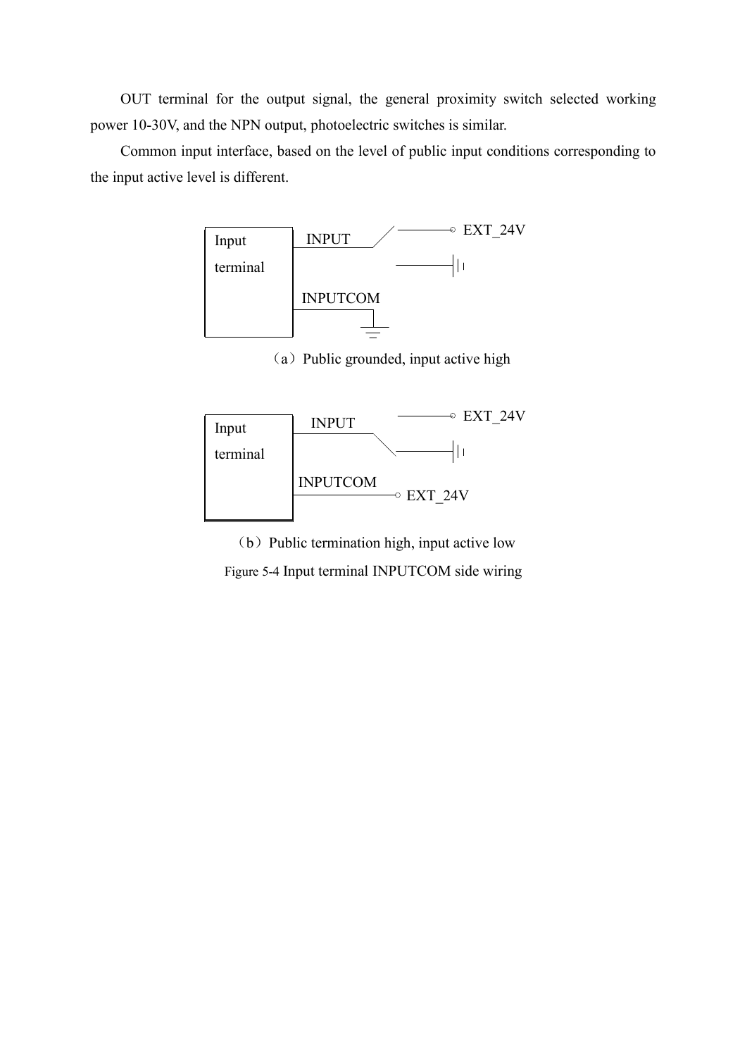OUT terminal for the output signal, the general proximity switch selected working power 10-30V, and the NPN output, photoelectric switches is similar.

Common input interface, based on the level of public input conditions corresponding to the input active level is different.

Input terminal

INPUT

EXT_24V

INPUTCOM

（a）Public grounded, input active high

Input terminal

INPUT

EXT_24V

INPUTCOM

EXT_24V

（b）Public termination high, input active low

Figure 5-4 Input terminal INPUTCOM side wiring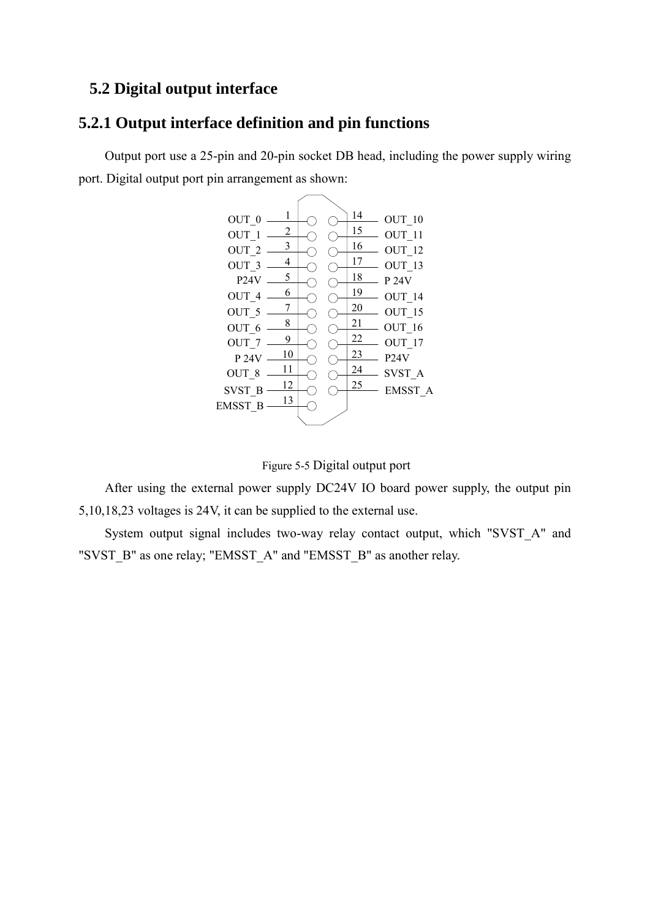## 5.2 Digital output interface

### 5.2.1 Output interface definition and pin functions

Output port use a 25-pin and 20-pin socket DB head, including the power supply wiring port. Digital output port pin arrangement as shown:

| Signal | Pin | Pin | Signal |
|---|---|---|---|
| OUT_0 | 1 | 14 | OUT_10 |
| OUT_1 | 2 | 15 | OUT_11 |
| OUT_2 | 3 | 16 | OUT_12 |
| OUT_3 | 4 | 17 | OUT_13 |
| P24V | 5 | 18 | P 24V |
| OUT_4 | 6 | 19 | OUT_14 |
| OUT_5 | 7 | 20 | OUT_15 |
| OUT_6 | 8 | 21 | OUT_16 |
| OUT_7 | 9 | 22 | OUT_17 |
| P 24V | 10 | 23 | P24V |
| OUT_8 | 11 | 24 | SVST_A |
| SVST_B | 12 | 25 | EMSST_A |
| EMSST_B | 13 | | |

Figure 5-5 Digital output port

After using the external power supply DC24V IO board power supply, the output pin 5,10,18,23 voltages is 24V, it can be supplied to the external use.

System output signal includes two-way relay contact output, which "SVST_A" and "SVST_B" as one relay; "EMSST_A" and "EMSST_B" as another relay.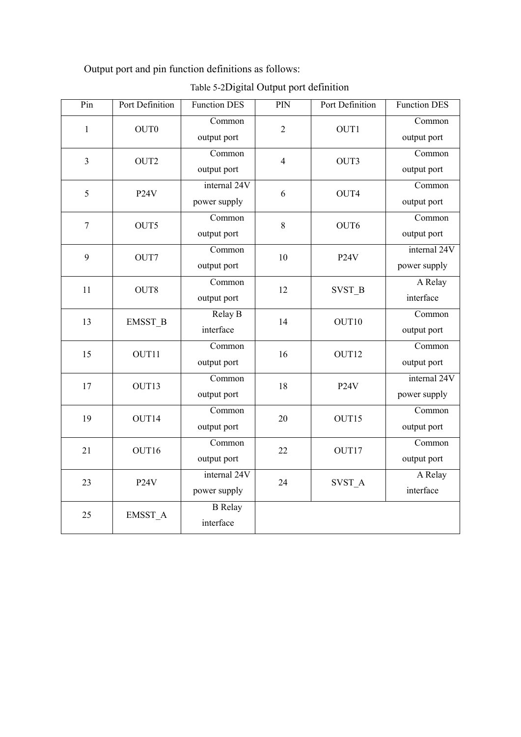Output port and pin function definitions as follows:

Table 5-2Digital Output port definition

| Pin | Port Definition | Function DES | PIN | Port Definition | Function DES |
|---|---|---|---|---|---|
| 1 | OUT0 | Common output port | 2 | OUT1 | Common output port |
| 3 | OUT2 | Common output port | 4 | OUT3 | Common output port |
| 5 | P24V | internal 24V power supply | 6 | OUT4 | Common output port |
| 7 | OUT5 | Common output port | 8 | OUT6 | Common output port |
| 9 | OUT7 | Common output port | 10 | P24V | internal 24V power supply |
| 11 | OUT8 | Common output port | 12 | SVST_B | A Relay interface |
| 13 | EMSST_B | Relay B interface | 14 | OUT10 | Common output port |
| 15 | OUT11 | Common output port | 16 | OUT12 | Common output port |
| 17 | OUT13 | Common output port | 18 | P24V | internal 24V power supply |
| 19 | OUT14 | Common output port | 20 | OUT15 | Common output port |
| 21 | OUT16 | Common output port | 22 | OUT17 | Common output port |
| 23 | P24V | internal 24V power supply | 24 | SVST_A | A Relay interface |
| 25 | EMSST_A | B Relay interface | | | |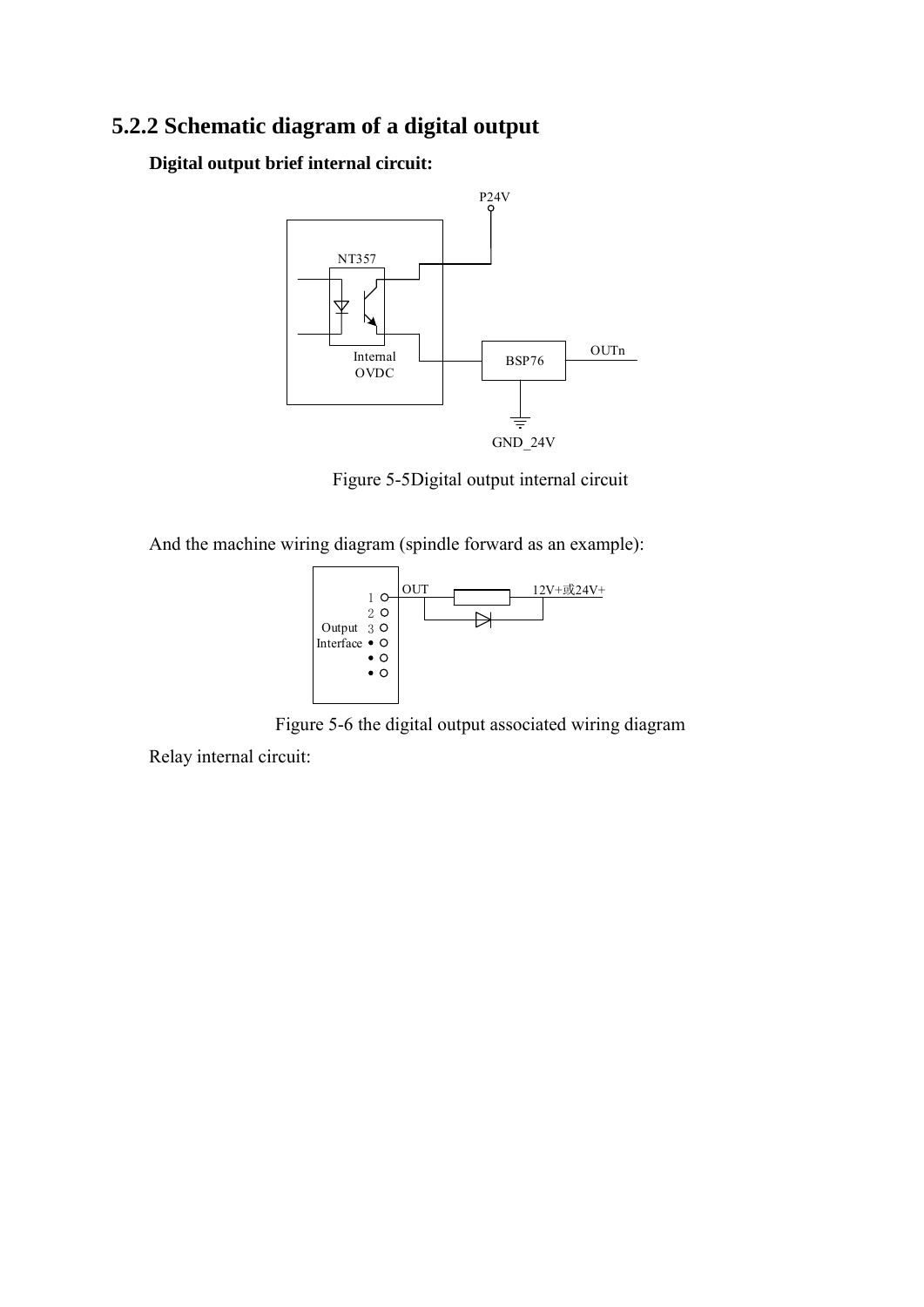### 5.2.2 Schematic diagram of a digital output

**Digital output brief internal circuit:**

Figure 5-5Digital output internal circuit

And the machine wiring diagram (spindle forward as an example):

Figure 5-6 the digital output associated wiring diagram

Relay internal circuit: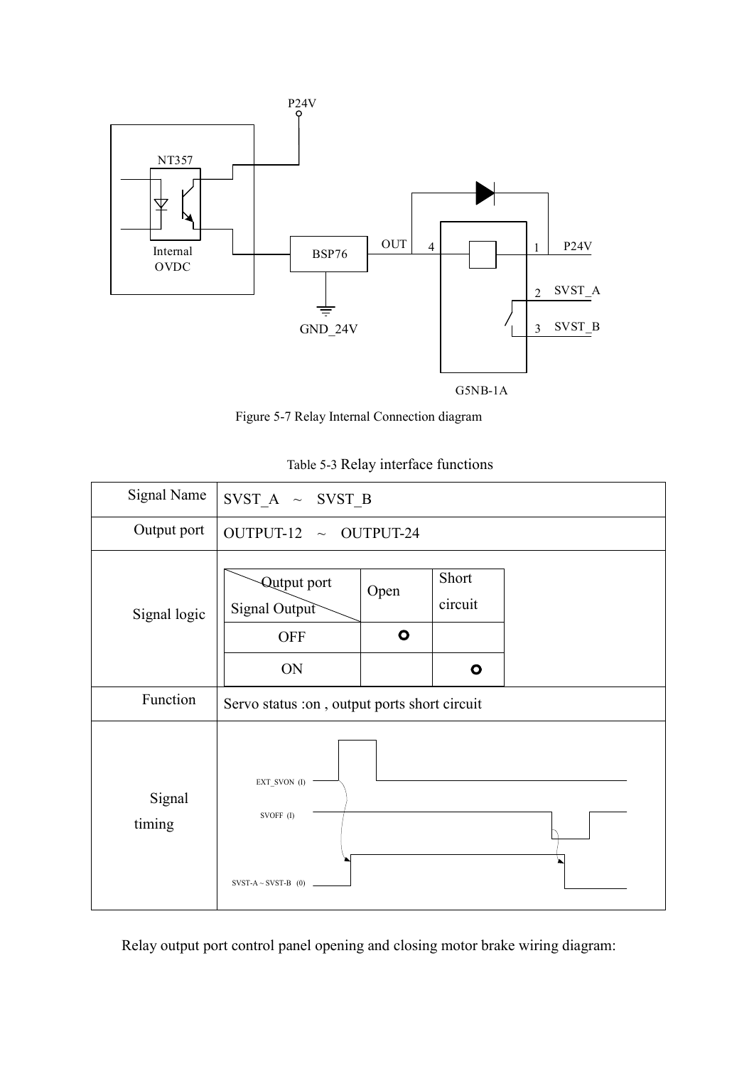Figure 5-7 Relay Internal Connection diagram

Table 5-3 Relay interface functions

| Signal Name | SVST_A ~ SVST_B | | |
|---|---|---|---|
| Output port | OUTPUT-12 ~ OUTPUT-24 | | |
| Signal logic | Output port / Signal Output | Open | Short circuit |
| | OFF | ○ | |
| | ON | | ○ |
| Function | Servo status :on , output ports short circuit | | |
| Signal timing | EXT_SVON (I) / SVOFF (I) / SVST-A ~ SVST-B (0) | | |

Relay output port control panel opening and closing motor brake wiring diagram: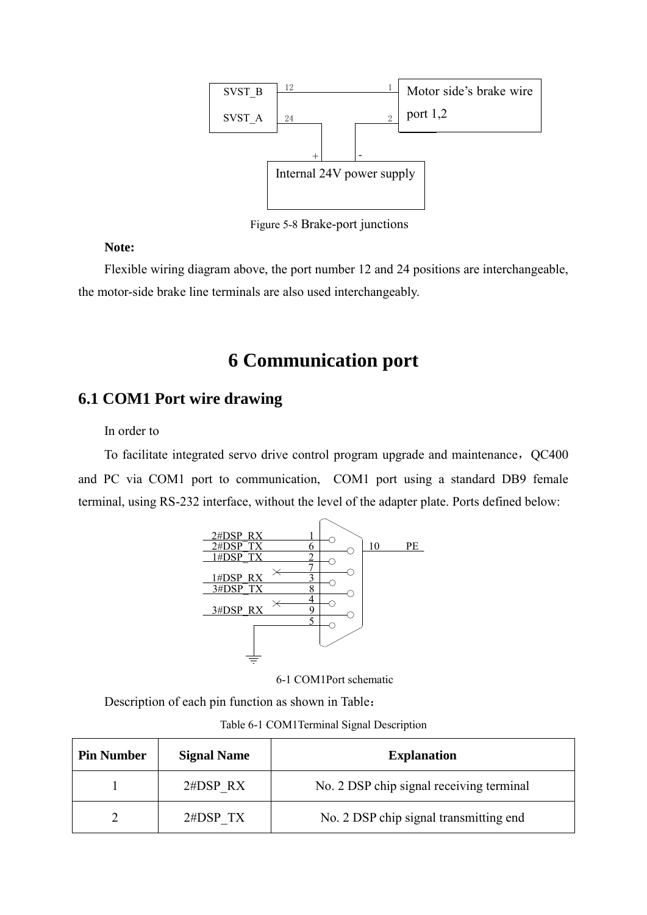Figure 5-8 Brake-port junctions

**Note:**

Flexible wiring diagram above, the port number 12 and 24 positions are interchangeable, the motor-side brake line terminals are also used interchangeably.

# 6 Communication port

## 6.1 COM1 Port wire drawing

In order to

To facilitate integrated servo drive control program upgrade and maintenance，QC400 and PC via COM1 port to communication, COM1 port using a standard DB9 female terminal, using RS-232 interface, without the level of the adapter plate. Ports defined below:

6-1 COM1Port schematic

Description of each pin function as shown in Table：

Table 6-1 COM1Terminal Signal Description

| Pin Number | Signal Name | Explanation |
|---|---|---|
| 1 | 2#DSP_RX | No. 2 DSP chip signal receiving terminal |
| 2 | 2#DSP_TX | No. 2 DSP chip signal transmitting end |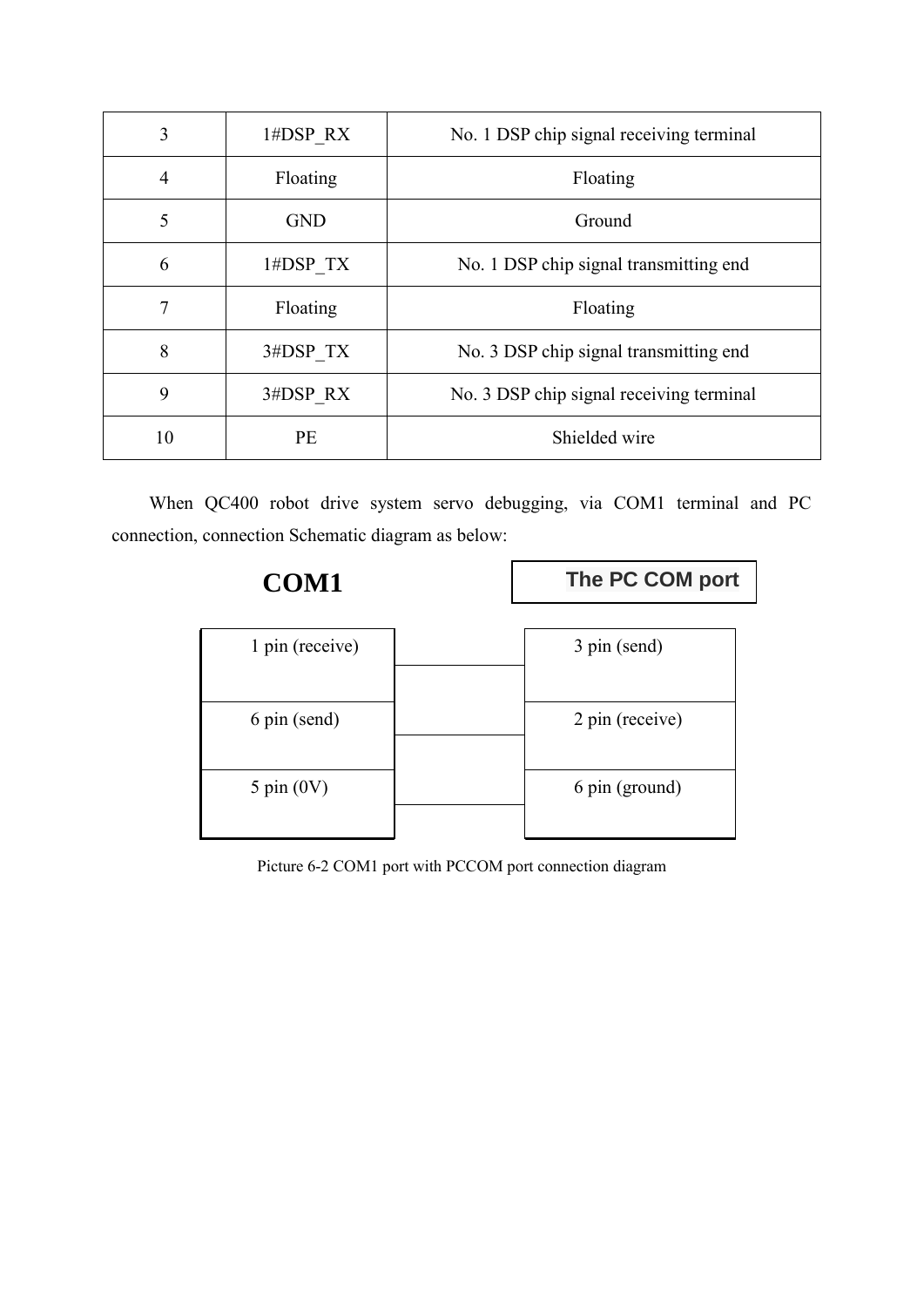| 3 | 1#DSP_RX | No. 1 DSP chip signal receiving terminal |
|---|---|---|
| 4 | Floating | Floating |
| 5 | GND | Ground |
| 6 | 1#DSP_TX | No. 1 DSP chip signal transmitting end |
| 7 | Floating | Floating |
| 8 | 3#DSP_TX | No. 3 DSP chip signal transmitting end |
| 9 | 3#DSP_RX | No. 3 DSP chip signal receiving terminal |
| 10 | PE | Shielded wire |

When QC400 robot drive system servo debugging, via COM1 terminal and PC connection, connection Schematic diagram as below:

| COM1 | The PC COM port |
|---|---|
| 1 pin (receive) | 3 pin (send) |
| 6 pin (send) | 2 pin (receive) |
| 5 pin (0V) | 6 pin (ground) |

Picture 6-2 COM1 port with PCCOM port connection diagram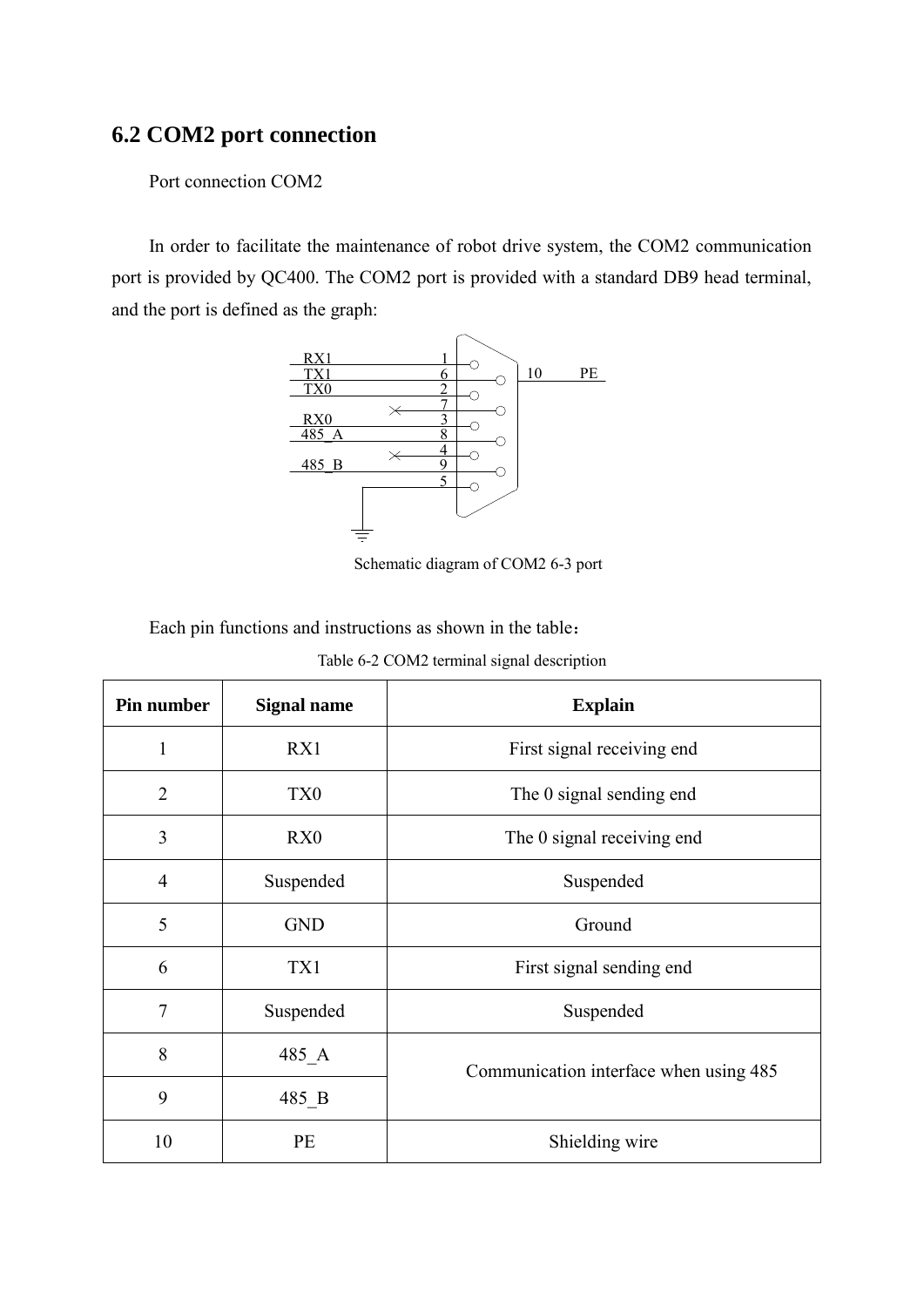## 6.2 COM2 port connection

Port connection COM2

In order to facilitate the maintenance of robot drive system, the COM2 communication port is provided by QC400. The COM2 port is provided with a standard DB9 head terminal, and the port is defined as the graph:

Schematic diagram of COM2 6-3 port

Each pin functions and instructions as shown in the table：

Table 6-2 COM2 terminal signal description

| Pin number | Signal name | Explain |
|---|---|---|
| 1 | RX1 | First signal receiving end |
| 2 | TX0 | The 0 signal sending end |
| 3 | RX0 | The 0 signal receiving end |
| 4 | Suspended | Suspended |
| 5 | GND | Ground |
| 6 | TX1 | First signal sending end |
| 7 | Suspended | Suspended |
| 8 | 485_A | Communication interface when using 485 |
| 9 | 485_B | |
| 10 | PE | Shielding wire |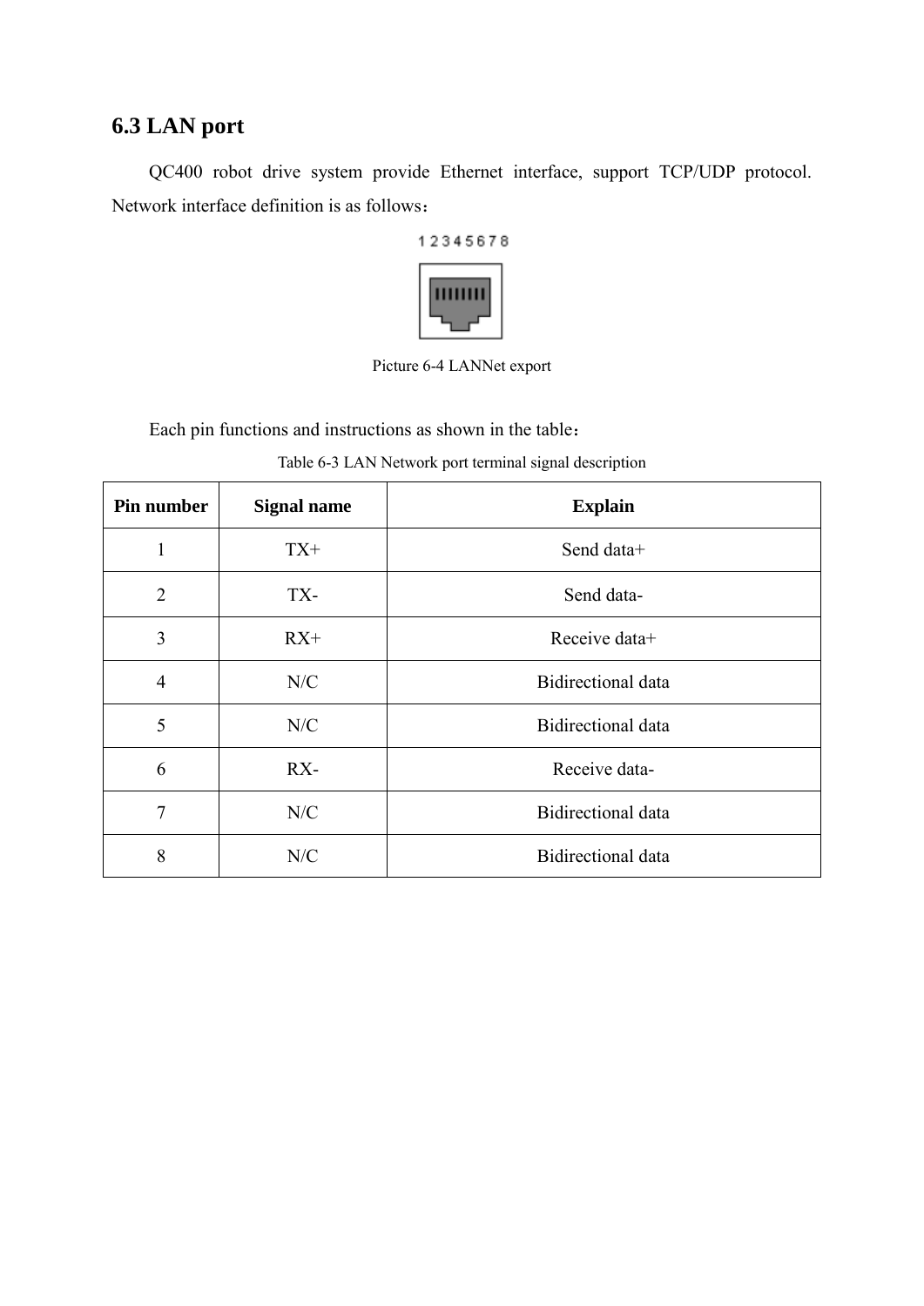## 6.3 LAN port

QC400 robot drive system provide Ethernet interface, support TCP/UDP protocol. Network interface definition is as follows：

1 2 3 4 5 6 7 8

Picture 6-4 LANNet export

Each pin functions and instructions as shown in the table：

Table 6-3 LAN Network port terminal signal description

| Pin number | Signal name | Explain |
|---|---|---|
| 1 | TX+ | Send data+ |
| 2 | TX- | Send data- |
| 3 | RX+ | Receive data+ |
| 4 | N/C | Bidirectional data |
| 5 | N/C | Bidirectional data |
| 6 | RX- | Receive data- |
| 7 | N/C | Bidirectional data |
| 8 | N/C | Bidirectional data |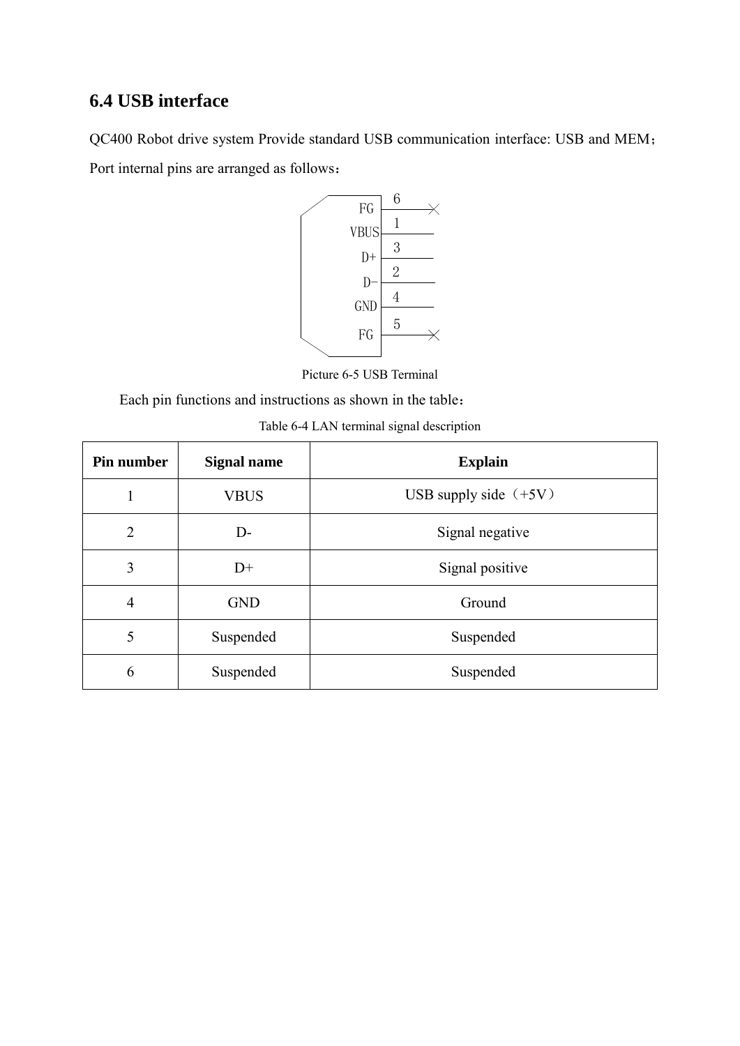## 6.4 USB interface

QC400 Robot drive system Provide standard USB communication interface: USB and MEM；

Port internal pins are arranged as follows：

```
 FG    6  ────×
 VBUS  1  ────
 D+    3  ────
 D-    2  ────
 GND   4  ────
 FG    5  ────×
```

Picture 6-5 USB Terminal

Each pin functions and instructions as shown in the table：

Table 6-4 LAN terminal signal description

| Pin number | Signal name | Explain |
|---|---|---|
| 1 | VBUS | USB supply side（+5V） |
| 2 | D- | Signal negative |
| 3 | D+ | Signal positive |
| 4 | GND | Ground |
| 5 | Suspended | Suspended |
| 6 | Suspended | Suspended |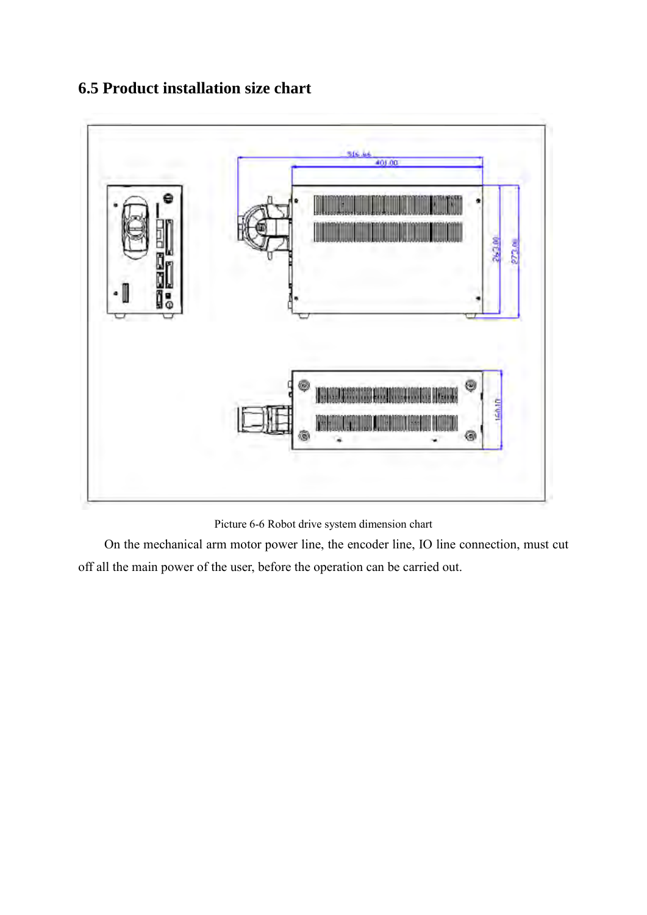## 6.5 Product installation size chart

516.66

401.00

262.00

272.00

160.10

Picture 6-6 Robot drive system dimension chart

On the mechanical arm motor power line, the encoder line, IO line connection, must cut off all the main power of the user, before the operation can be carried out.